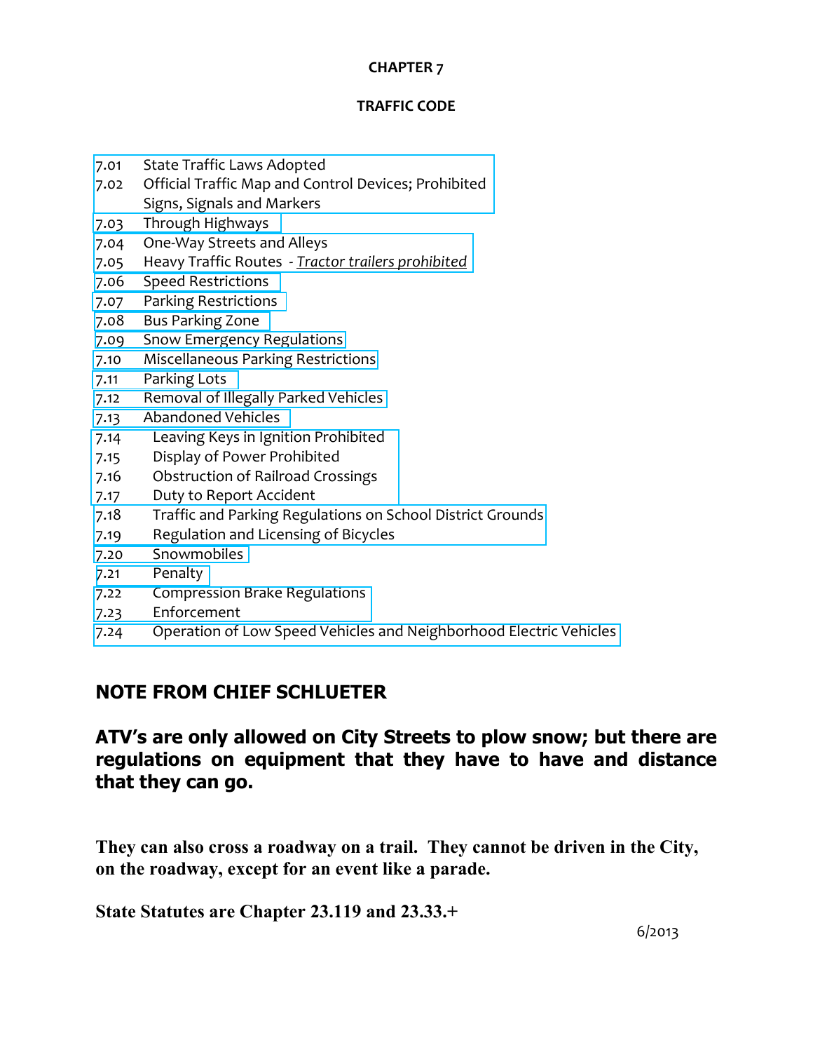# CHAPTER 7

## TRAFFIC CODE

| | |
|---|---|
| 7.01 | State Traffic Laws Adopted |
| 7.02 | Official Traffic Map and Control Devices; Prohibited Signs, Signals and Markers |
| 7.03 | Through Highways |
| 7.04 | One-Way Streets and Alleys |
| 7.05 | Heavy Traffic Routes - *Tractor trailers prohibited* |
| 7.06 | Speed Restrictions |
| 7.07 | Parking Restrictions |
| 7.08 | Bus Parking Zone |
| 7.09 | Snow Emergency Regulations |
| 7.10 | Miscellaneous Parking Restrictions |
| 7.11 | Parking Lots |
| 7.12 | Removal of Illegally Parked Vehicles |
| 7.13 | Abandoned Vehicles |
| 7.14 | Leaving Keys in Ignition Prohibited |
| 7.15 | Display of Power Prohibited |
| 7.16 | Obstruction of Railroad Crossings |
| 7.17 | Duty to Report Accident |
| 7.18 | Traffic and Parking Regulations on School District Grounds |
| 7.19 | Regulation and Licensing of Bicycles |
| 7.20 | Snowmobiles |
| 7.21 | Penalty |
| 7.22 | Compression Brake Regulations |
| 7.23 | Enforcement |
| 7.24 | Operation of Low Speed Vehicles and Neighborhood Electric Vehicles |

## NOTE FROM CHIEF SCHLUETER

**ATV's are only allowed on City Streets to plow snow; but there are regulations on equipment that they have to have and distance that they can go.**

**They can also cross a roadway on a trail. They cannot be driven in the City, on the roadway, except for an event like a parade.**

**State Statutes are Chapter 23.119 and 23.33.+**

6/2013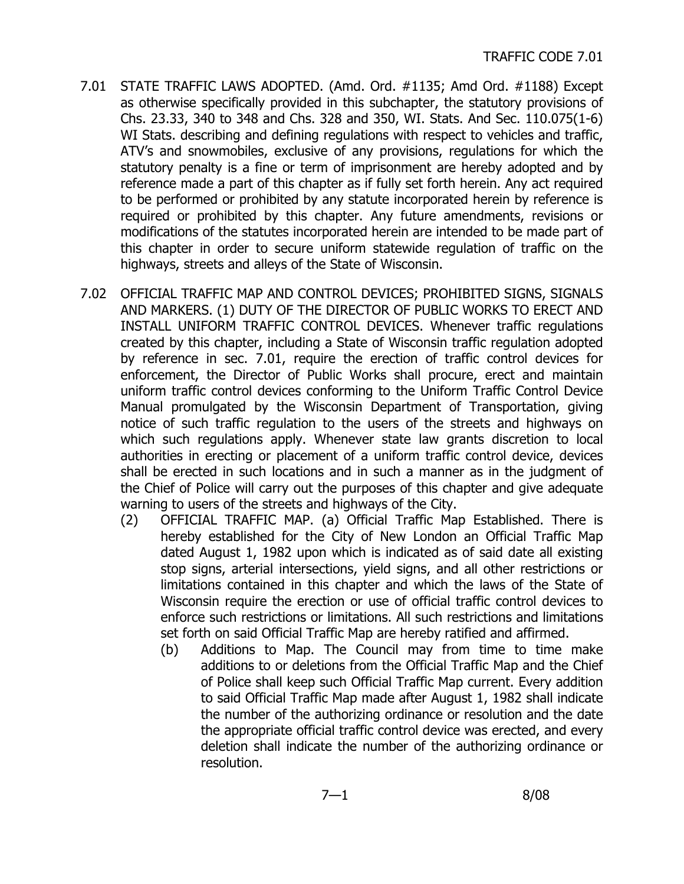7.01 STATE TRAFFIC LAWS ADOPTED. (Amd. Ord. #1135; Amd Ord. #1188) Except as otherwise specifically provided in this subchapter, the statutory provisions of Chs. 23.33, 340 to 348 and Chs. 328 and 350, WI. Stats. And Sec. 110.075(1-6) WI Stats. describing and defining regulations with respect to vehicles and traffic, ATV's and snowmobiles, exclusive of any provisions, regulations for which the statutory penalty is a fine or term of imprisonment are hereby adopted and by reference made a part of this chapter as if fully set forth herein. Any act required to be performed or prohibited by any statute incorporated herein by reference is required or prohibited by this chapter. Any future amendments, revisions or modifications of the statutes incorporated herein are intended to be made part of this chapter in order to secure uniform statewide regulation of traffic on the highways, streets and alleys of the State of Wisconsin.

7.02 OFFICIAL TRAFFIC MAP AND CONTROL DEVICES; PROHIBITED SIGNS, SIGNALS AND MARKERS. (1) DUTY OF THE DIRECTOR OF PUBLIC WORKS TO ERECT AND INSTALL UNIFORM TRAFFIC CONTROL DEVICES. Whenever traffic regulations created by this chapter, including a State of Wisconsin traffic regulation adopted by reference in sec. 7.01, require the erection of traffic control devices for enforcement, the Director of Public Works shall procure, erect and maintain uniform traffic control devices conforming to the Uniform Traffic Control Device Manual promulgated by the Wisconsin Department of Transportation, giving notice of such traffic regulation to the users of the streets and highways on which such regulations apply. Whenever state law grants discretion to local authorities in erecting or placement of a uniform traffic control device, devices shall be erected in such locations and in such a manner as in the judgment of the Chief of Police will carry out the purposes of this chapter and give adequate warning to users of the streets and highways of the City.

(2) OFFICIAL TRAFFIC MAP. (a) Official Traffic Map Established. There is hereby established for the City of New London an Official Traffic Map dated August 1, 1982 upon which is indicated as of said date all existing stop signs, arterial intersections, yield signs, and all other restrictions or limitations contained in this chapter and which the laws of the State of Wisconsin require the erection or use of official traffic control devices to enforce such restrictions or limitations. All such restrictions and limitations set forth on said Official Traffic Map are hereby ratified and affirmed.

(b) Additions to Map. The Council may from time to time make additions to or deletions from the Official Traffic Map and the Chief of Police shall keep such Official Traffic Map current. Every addition to said Official Traffic Map made after August 1, 1982 shall indicate the number of the authorizing ordinance or resolution and the date the appropriate official traffic control device was erected, and every deletion shall indicate the number of the authorizing ordinance or resolution.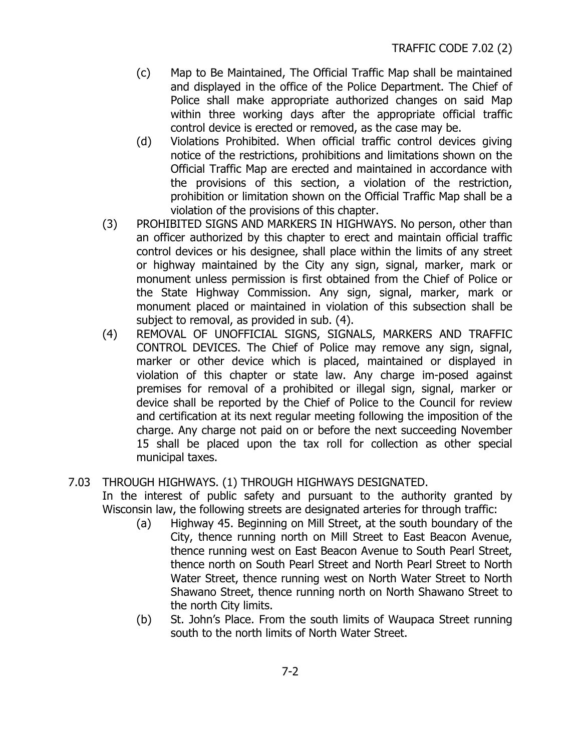- (c) Map to Be Maintained, The Official Traffic Map shall be maintained and displayed in the office of the Police Department. The Chief of Police shall make appropriate authorized changes on said Map within three working days after the appropriate official traffic control device is erected or removed, as the case may be.
- (d) Violations Prohibited. When official traffic control devices giving notice of the restrictions, prohibitions and limitations shown on the Official Traffic Map are erected and maintained in accordance with the provisions of this section, a violation of the restriction, prohibition or limitation shown on the Official Traffic Map shall be a violation of the provisions of this chapter.

(3) PROHIBITED SIGNS AND MARKERS IN HIGHWAYS. No person, other than an officer authorized by this chapter to erect and maintain official traffic control devices or his designee, shall place within the limits of any street or highway maintained by the City any sign, signal, marker, mark or monument unless permission is first obtained from the Chief of Police or the State Highway Commission. Any sign, signal, marker, mark or monument placed or maintained in violation of this subsection shall be subject to removal, as provided in sub. (4).

(4) REMOVAL OF UNOFFICIAL SIGNS, SIGNALS, MARKERS AND TRAFFIC CONTROL DEVICES. The Chief of Police may remove any sign, signal, marker or other device which is placed, maintained or displayed in violation of this chapter or state law. Any charge im-posed against premises for removal of a prohibited or illegal sign, signal, marker or device shall be reported by the Chief of Police to the Council for review and certification at its next regular meeting following the imposition of the charge. Any charge not paid on or before the next succeeding November 15 shall be placed upon the tax roll for collection as other special municipal taxes.

7.03 THROUGH HIGHWAYS. (1) THROUGH HIGHWAYS DESIGNATED.
In the interest of public safety and pursuant to the authority granted by Wisconsin law, the following streets are designated arteries for through traffic:

- (a) Highway 45. Beginning on Mill Street, at the south boundary of the City, thence running north on Mill Street to East Beacon Avenue, thence running west on East Beacon Avenue to South Pearl Street, thence north on South Pearl Street and North Pearl Street to North Water Street, thence running west on North Water Street to North Shawano Street, thence running north on North Shawano Street to the north City limits.
- (b) St. John's Place. From the south limits of Waupaca Street running south to the north limits of North Water Street.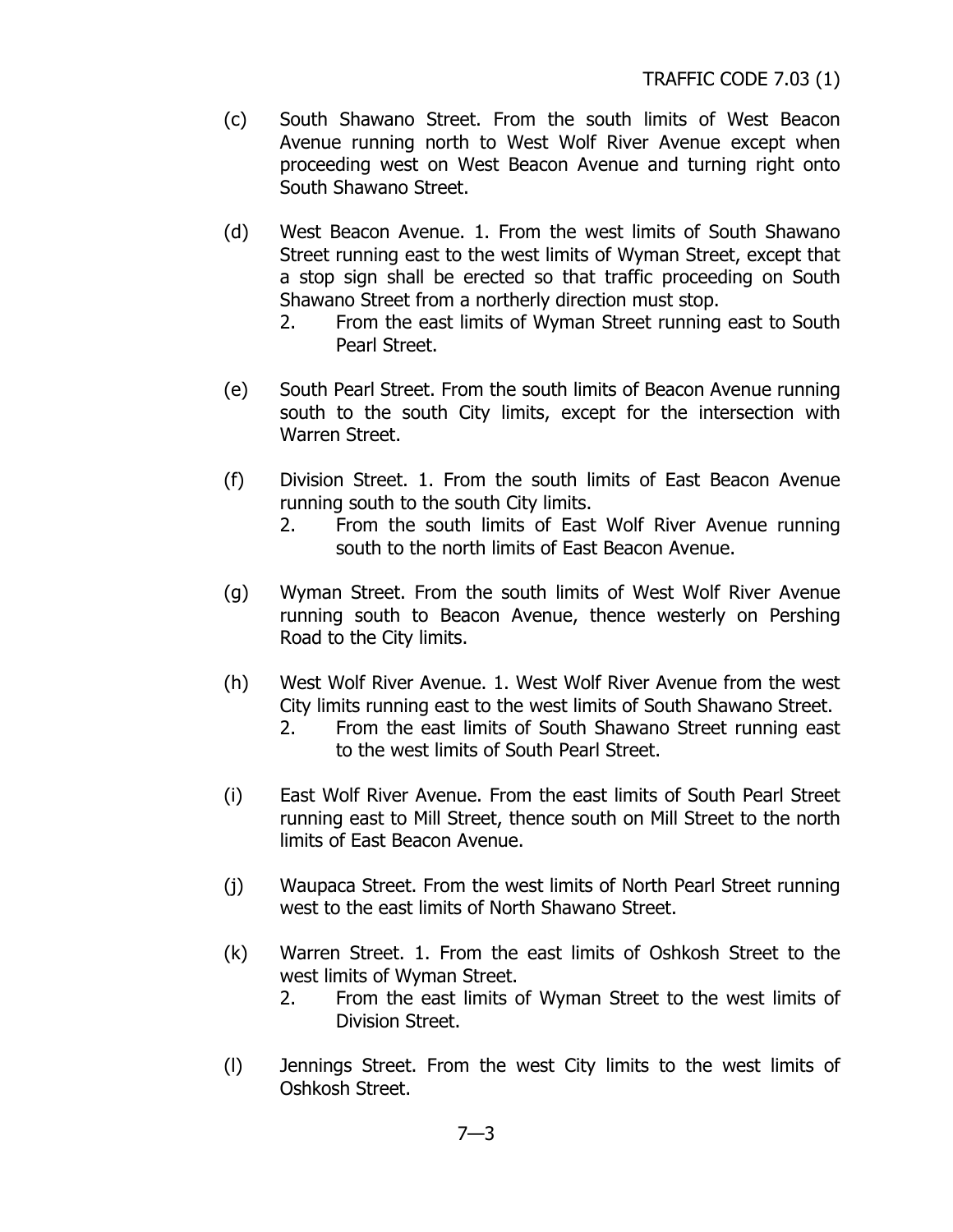(c) South Shawano Street. From the south limits of West Beacon Avenue running north to West Wolf River Avenue except when proceeding west on West Beacon Avenue and turning right onto South Shawano Street.

(d) West Beacon Avenue. 1. From the west limits of South Shawano Street running east to the west limits of Wyman Street, except that a stop sign shall be erected so that traffic proceeding on South Shawano Street from a northerly direction must stop.
   2. From the east limits of Wyman Street running east to South Pearl Street.

(e) South Pearl Street. From the south limits of Beacon Avenue running south to the south City limits, except for the intersection with Warren Street.

(f) Division Street. 1. From the south limits of East Beacon Avenue running south to the south City limits.
   2. From the south limits of East Wolf River Avenue running south to the north limits of East Beacon Avenue.

(g) Wyman Street. From the south limits of West Wolf River Avenue running south to Beacon Avenue, thence westerly on Pershing Road to the City limits.

(h) West Wolf River Avenue. 1. West Wolf River Avenue from the west City limits running east to the west limits of South Shawano Street.
   2. From the east limits of South Shawano Street running east to the west limits of South Pearl Street.

(i) East Wolf River Avenue. From the east limits of South Pearl Street running east to Mill Street, thence south on Mill Street to the north limits of East Beacon Avenue.

(j) Waupaca Street. From the west limits of North Pearl Street running west to the east limits of North Shawano Street.

(k) Warren Street. 1. From the east limits of Oshkosh Street to the west limits of Wyman Street.
   2. From the east limits of Wyman Street to the west limits of Division Street.

(l) Jennings Street. From the west City limits to the west limits of Oshkosh Street.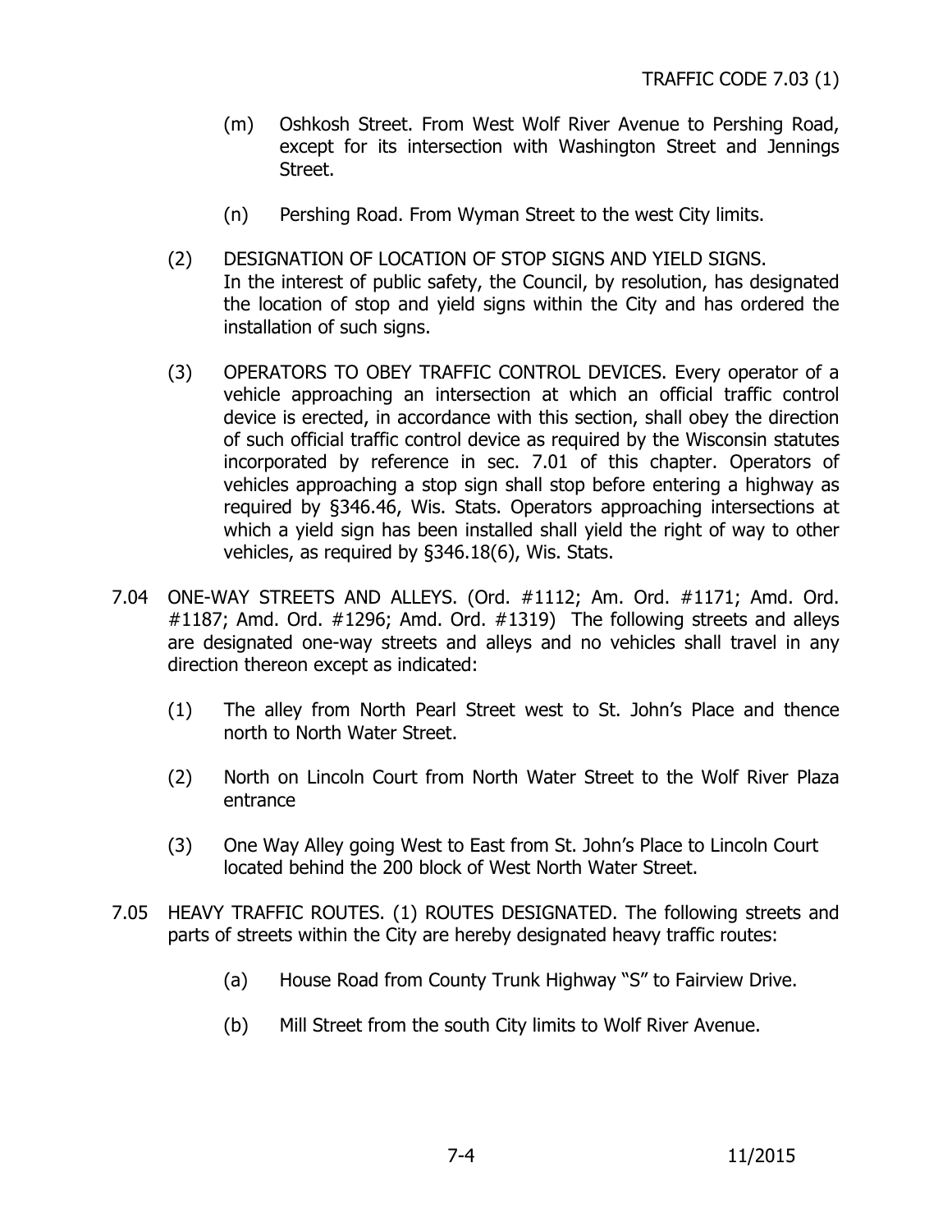(m) Oshkosh Street. From West Wolf River Avenue to Pershing Road, except for its intersection with Washington Street and Jennings Street.

(n) Pershing Road. From Wyman Street to the west City limits.

(2) DESIGNATION OF LOCATION OF STOP SIGNS AND YIELD SIGNS. In the interest of public safety, the Council, by resolution, has designated the location of stop and yield signs within the City and has ordered the installation of such signs.

(3) OPERATORS TO OBEY TRAFFIC CONTROL DEVICES. Every operator of a vehicle approaching an intersection at which an official traffic control device is erected, in accordance with this section, shall obey the direction of such official traffic control device as required by the Wisconsin statutes incorporated by reference in sec. 7.01 of this chapter. Operators of vehicles approaching a stop sign shall stop before entering a highway as required by §346.46, Wis. Stats. Operators approaching intersections at which a yield sign has been installed shall yield the right of way to other vehicles, as required by §346.18(6), Wis. Stats.

7.04 ONE-WAY STREETS AND ALLEYS. (Ord. #1112; Am. Ord. #1171; Amd. Ord. #1187; Amd. Ord. #1296; Amd. Ord. #1319) The following streets and alleys are designated one-way streets and alleys and no vehicles shall travel in any direction thereon except as indicated:

(1) The alley from North Pearl Street west to St. John's Place and thence north to North Water Street.

(2) North on Lincoln Court from North Water Street to the Wolf River Plaza entrance

(3) One Way Alley going West to East from St. John's Place to Lincoln Court located behind the 200 block of West North Water Street.

7.05 HEAVY TRAFFIC ROUTES. (1) ROUTES DESIGNATED. The following streets and parts of streets within the City are hereby designated heavy traffic routes:

(a) House Road from County Trunk Highway "S" to Fairview Drive.

(b) Mill Street from the south City limits to Wolf River Avenue.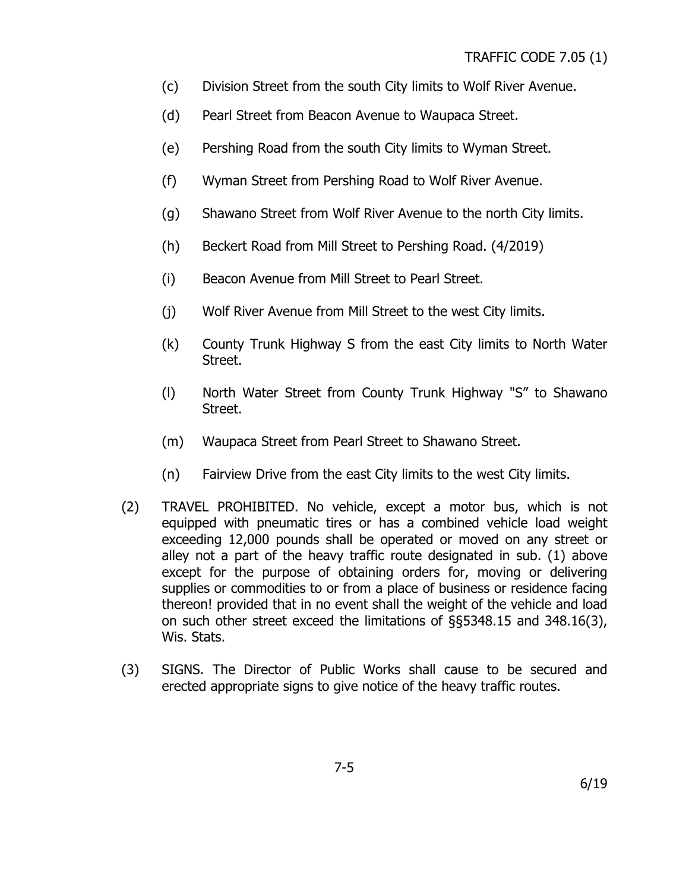(c) Division Street from the south City limits to Wolf River Avenue.

(d) Pearl Street from Beacon Avenue to Waupaca Street.

(e) Pershing Road from the south City limits to Wyman Street.

(f) Wyman Street from Pershing Road to Wolf River Avenue.

(g) Shawano Street from Wolf River Avenue to the north City limits.

(h) Beckert Road from Mill Street to Pershing Road. (4/2019)

(i) Beacon Avenue from Mill Street to Pearl Street.

(j) Wolf River Avenue from Mill Street to the west City limits.

(k) County Trunk Highway S from the east City limits to North Water Street.

(l) North Water Street from County Trunk Highway "S" to Shawano Street.

(m) Waupaca Street from Pearl Street to Shawano Street.

(n) Fairview Drive from the east City limits to the west City limits.

(2) TRAVEL PROHIBITED. No vehicle, except a motor bus, which is not equipped with pneumatic tires or has a combined vehicle load weight exceeding 12,000 pounds shall be operated or moved on any street or alley not a part of the heavy traffic route designated in sub. (1) above except for the purpose of obtaining orders for, moving or delivering supplies or commodities to or from a place of business or residence facing thereon! provided that in no event shall the weight of the vehicle and load on such other street exceed the limitations of §§5348.15 and 348.16(3), Wis. Stats.

(3) SIGNS. The Director of Public Works shall cause to be secured and erected appropriate signs to give notice of the heavy traffic routes.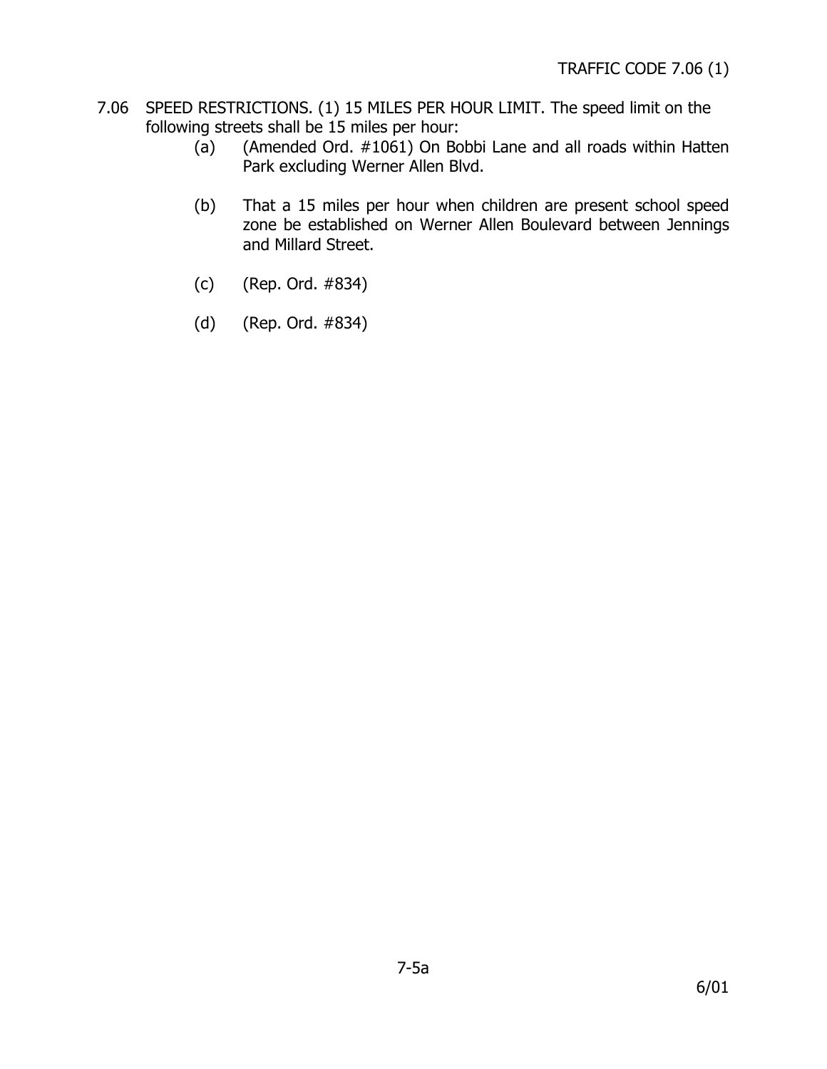7.06 SPEED RESTRICTIONS. (1) 15 MILES PER HOUR LIMIT. The speed limit on the following streets shall be 15 miles per hour:

(a) (Amended Ord. #1061) On Bobbi Lane and all roads within Hatten Park excluding Werner Allen Blvd.

(b) That a 15 miles per hour when children are present school speed zone be established on Werner Allen Boulevard between Jennings and Millard Street.

(c) (Rep. Ord. #834)

(d) (Rep. Ord. #834)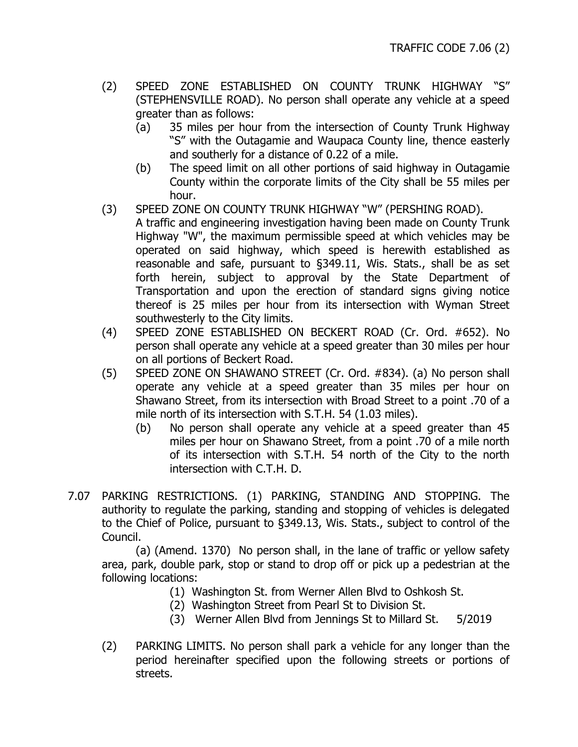(2) SPEED ZONE ESTABLISHED ON COUNTY TRUNK HIGHWAY "S" (STEPHENSVILLE ROAD). No person shall operate any vehicle at a speed greater than as follows:

   (a) 35 miles per hour from the intersection of County Trunk Highway "S" with the Outagamie and Waupaca County line, thence easterly and southerly for a distance of 0.22 of a mile.

   (b) The speed limit on all other portions of said highway in Outagamie County within the corporate limits of the City shall be 55 miles per hour.

(3) SPEED ZONE ON COUNTY TRUNK HIGHWAY "W" (PERSHING ROAD). A traffic and engineering investigation having been made on County Trunk Highway "W", the maximum permissible speed at which vehicles may be operated on said highway, which speed is herewith established as reasonable and safe, pursuant to §349.11, Wis. Stats., shall be as set forth herein, subject to approval by the State Department of Transportation and upon the erection of standard signs giving notice thereof is 25 miles per hour from its intersection with Wyman Street southwesterly to the City limits.

(4) SPEED ZONE ESTABLISHED ON BECKERT ROAD (Cr. Ord. #652). No person shall operate any vehicle at a speed greater than 30 miles per hour on all portions of Beckert Road.

(5) SPEED ZONE ON SHAWANO STREET (Cr. Ord. #834). (a) No person shall operate any vehicle at a speed greater than 35 miles per hour on Shawano Street, from its intersection with Broad Street to a point .70 of a mile north of its intersection with S.T.H. 54 (1.03 miles).

   (b) No person shall operate any vehicle at a speed greater than 45 miles per hour on Shawano Street, from a point .70 of a mile north of its intersection with S.T.H. 54 north of the City to the north intersection with C.T.H. D.

7.07 PARKING RESTRICTIONS. (1) PARKING, STANDING AND STOPPING. The authority to regulate the parking, standing and stopping of vehicles is delegated to the Chief of Police, pursuant to §349.13, Wis. Stats., subject to control of the Council.

(a) (Amend. 1370) No person shall, in the lane of traffic or yellow safety area, park, double park, stop or stand to drop off or pick up a pedestrian at the following locations:

   (1) Washington St. from Werner Allen Blvd to Oshkosh St.
   (2) Washington Street from Pearl St to Division St.
   (3) Werner Allen Blvd from Jennings St to Millard St. 5/2019

(2) PARKING LIMITS. No person shall park a vehicle for any longer than the period hereinafter specified upon the following streets or portions of streets.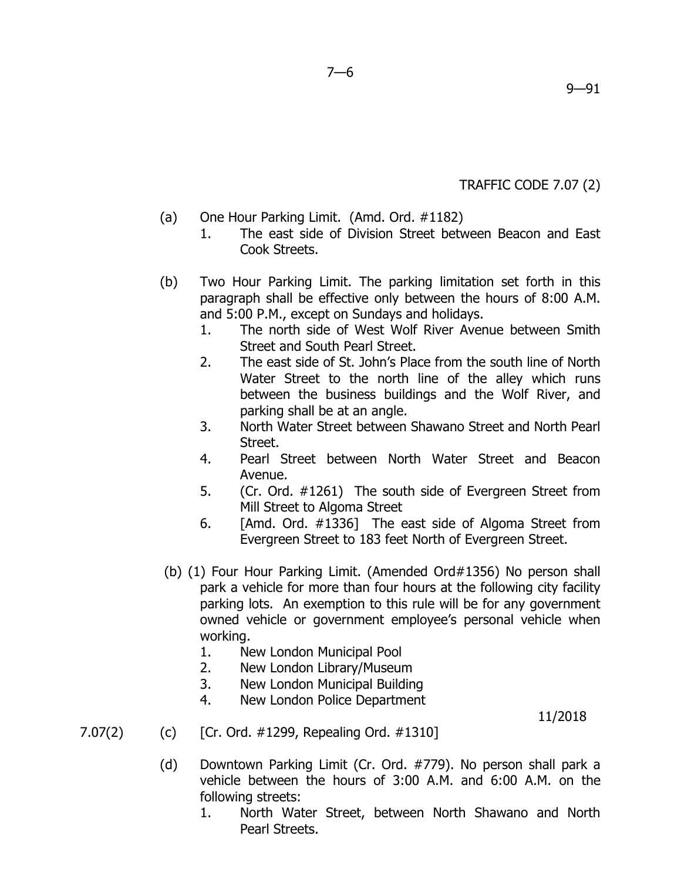TRAFFIC CODE 7.07 (2)

(a) One Hour Parking Limit. (Amd. Ord. #1182)
   1. The east side of Division Street between Beacon and East Cook Streets.

(b) Two Hour Parking Limit. The parking limitation set forth in this paragraph shall be effective only between the hours of 8:00 A.M. and 5:00 P.M., except on Sundays and holidays.
   1. The north side of West Wolf River Avenue between Smith Street and South Pearl Street.
   2. The east side of St. John's Place from the south line of North Water Street to the north line of the alley which runs between the business buildings and the Wolf River, and parking shall be at an angle.
   3. North Water Street between Shawano Street and North Pearl Street.
   4. Pearl Street between North Water Street and Beacon Avenue.
   5. (Cr. Ord. #1261) The south side of Evergreen Street from Mill Street to Algoma Street
   6. [Amd. Ord. #1336] The east side of Algoma Street from Evergreen Street to 183 feet North of Evergreen Street.

(b) (1) Four Hour Parking Limit. (Amended Ord#1356) No person shall park a vehicle for more than four hours at the following city facility parking lots. An exemption to this rule will be for any government owned vehicle or government employee's personal vehicle when working.
   1. New London Municipal Pool
   2. New London Library/Museum
   3. New London Municipal Building
   4. New London Police Department

11/2018

7.07(2) (c) [Cr. Ord. #1299, Repealing Ord. #1310]

(d) Downtown Parking Limit (Cr. Ord. #779). No person shall park a vehicle between the hours of 3:00 A.M. and 6:00 A.M. on the following streets:
   1. North Water Street, between North Shawano and North Pearl Streets.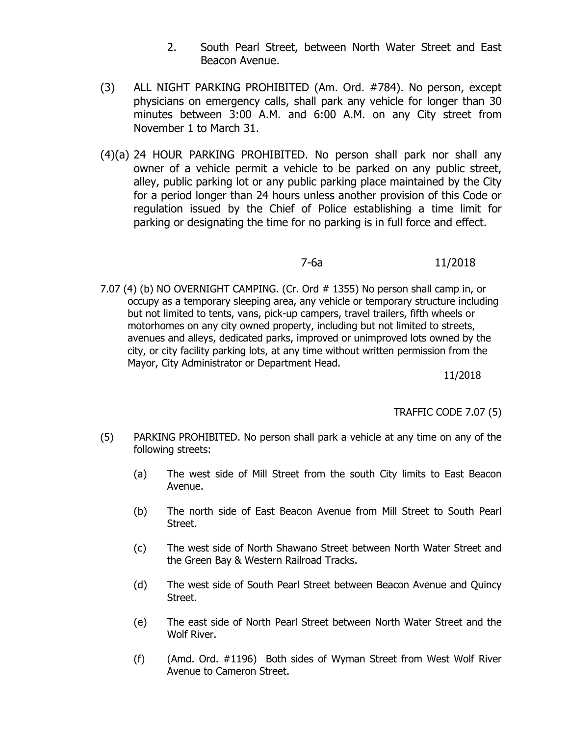2. South Pearl Street, between North Water Street and East Beacon Avenue.

(3) ALL NIGHT PARKING PROHIBITED (Am. Ord. #784). No person, except physicians on emergency calls, shall park any vehicle for longer than 30 minutes between 3:00 A.M. and 6:00 A.M. on any City street from November 1 to March 31.

(4)(a) 24 HOUR PARKING PROHIBITED. No person shall park nor shall any owner of a vehicle permit a vehicle to be parked on any public street, alley, public parking lot or any public parking place maintained by the City for a period longer than 24 hours unless another provision of this Code or regulation issued by the Chief of Police establishing a time limit for parking or designating the time for no parking is in full force and effect.

7.07 (4) (b) NO OVERNIGHT CAMPING. (Cr. Ord # 1355) No person shall camp in, or occupy as a temporary sleeping area, any vehicle or temporary structure including but not limited to tents, vans, pick-up campers, travel trailers, fifth wheels or motorhomes on any city owned property, including but not limited to streets, avenues and alleys, dedicated parks, improved or unimproved lots owned by the city, or city facility parking lots, at any time without written permission from the Mayor, City Administrator or Department Head.

(5) PARKING PROHIBITED. No person shall park a vehicle at any time on any of the following streets:

(a) The west side of Mill Street from the south City limits to East Beacon Avenue.

(b) The north side of East Beacon Avenue from Mill Street to South Pearl Street.

(c) The west side of North Shawano Street between North Water Street and the Green Bay & Western Railroad Tracks.

(d) The west side of South Pearl Street between Beacon Avenue and Quincy Street.

(e) The east side of North Pearl Street between North Water Street and the Wolf River.

(f) (Amd. Ord. #1196) Both sides of Wyman Street from West Wolf River Avenue to Cameron Street.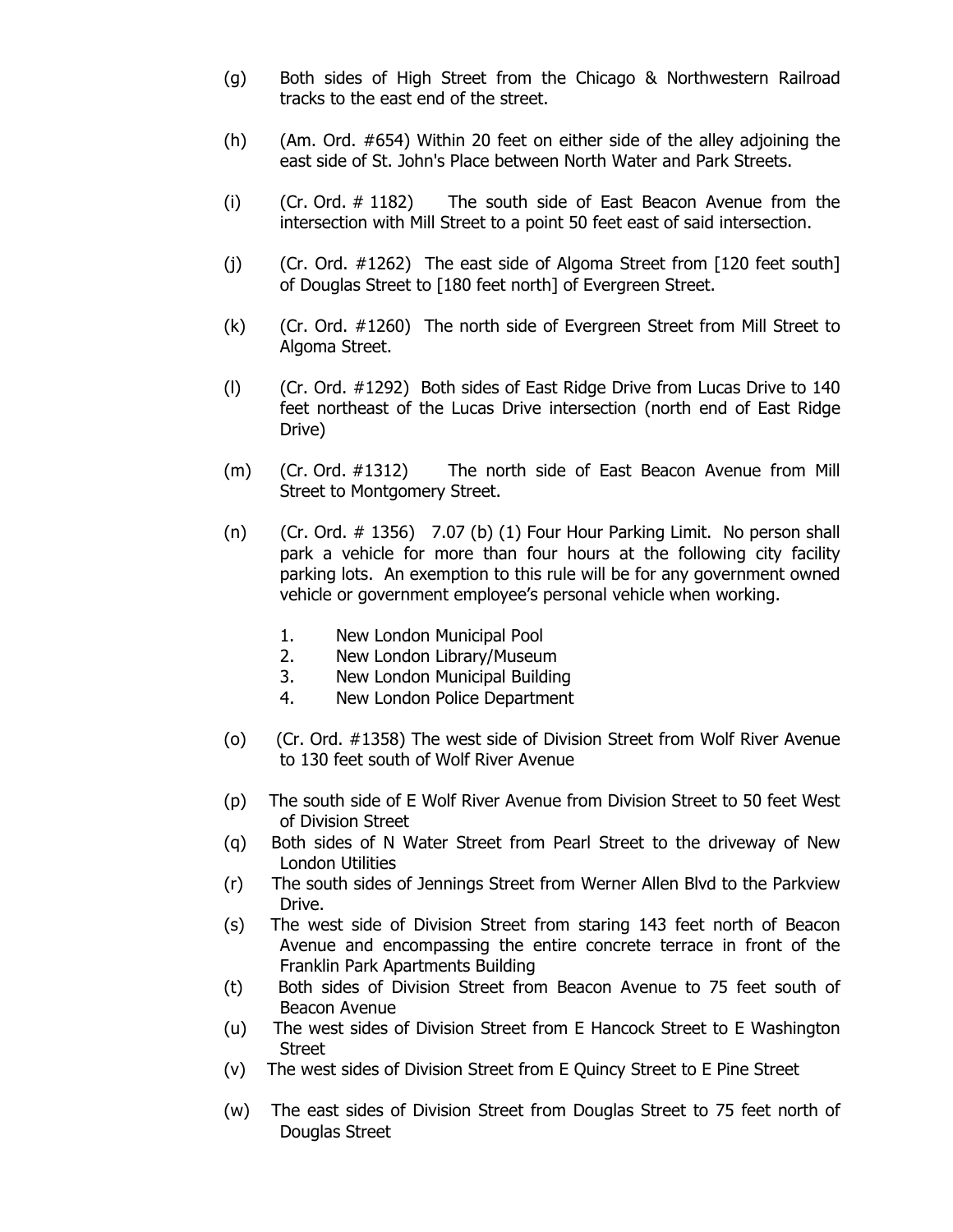(g) Both sides of High Street from the Chicago & Northwestern Railroad tracks to the east end of the street.

(h) (Am. Ord. #654) Within 20 feet on either side of the alley adjoining the east side of St. John's Place between North Water and Park Streets.

(i) (Cr. Ord. # 1182) The south side of East Beacon Avenue from the intersection with Mill Street to a point 50 feet east of said intersection.

(j) (Cr. Ord. #1262) The east side of Algoma Street from [120 feet south] of Douglas Street to [180 feet north] of Evergreen Street.

(k) (Cr. Ord. #1260) The north side of Evergreen Street from Mill Street to Algoma Street.

(l) (Cr. Ord. #1292) Both sides of East Ridge Drive from Lucas Drive to 140 feet northeast of the Lucas Drive intersection (north end of East Ridge Drive)

(m) (Cr. Ord. #1312) The north side of East Beacon Avenue from Mill Street to Montgomery Street.

(n) (Cr. Ord. # 1356) 7.07 (b) (1) Four Hour Parking Limit. No person shall park a vehicle for more than four hours at the following city facility parking lots. An exemption to this rule will be for any government owned vehicle or government employee's personal vehicle when working.

   1. New London Municipal Pool
   2. New London Library/Museum
   3. New London Municipal Building
   4. New London Police Department

(o) (Cr. Ord. #1358) The west side of Division Street from Wolf River Avenue to 130 feet south of Wolf River Avenue

(p) The south side of E Wolf River Avenue from Division Street to 50 feet West of Division Street

(q) Both sides of N Water Street from Pearl Street to the driveway of New London Utilities

(r) The south sides of Jennings Street from Werner Allen Blvd to the Parkview Drive.

(s) The west side of Division Street from staring 143 feet north of Beacon Avenue and encompassing the entire concrete terrace in front of the Franklin Park Apartments Building

(t) Both sides of Division Street from Beacon Avenue to 75 feet south of Beacon Avenue

(u) The west sides of Division Street from E Hancock Street to E Washington Street

(v) The west sides of Division Street from E Quincy Street to E Pine Street

(w) The east sides of Division Street from Douglas Street to 75 feet north of Douglas Street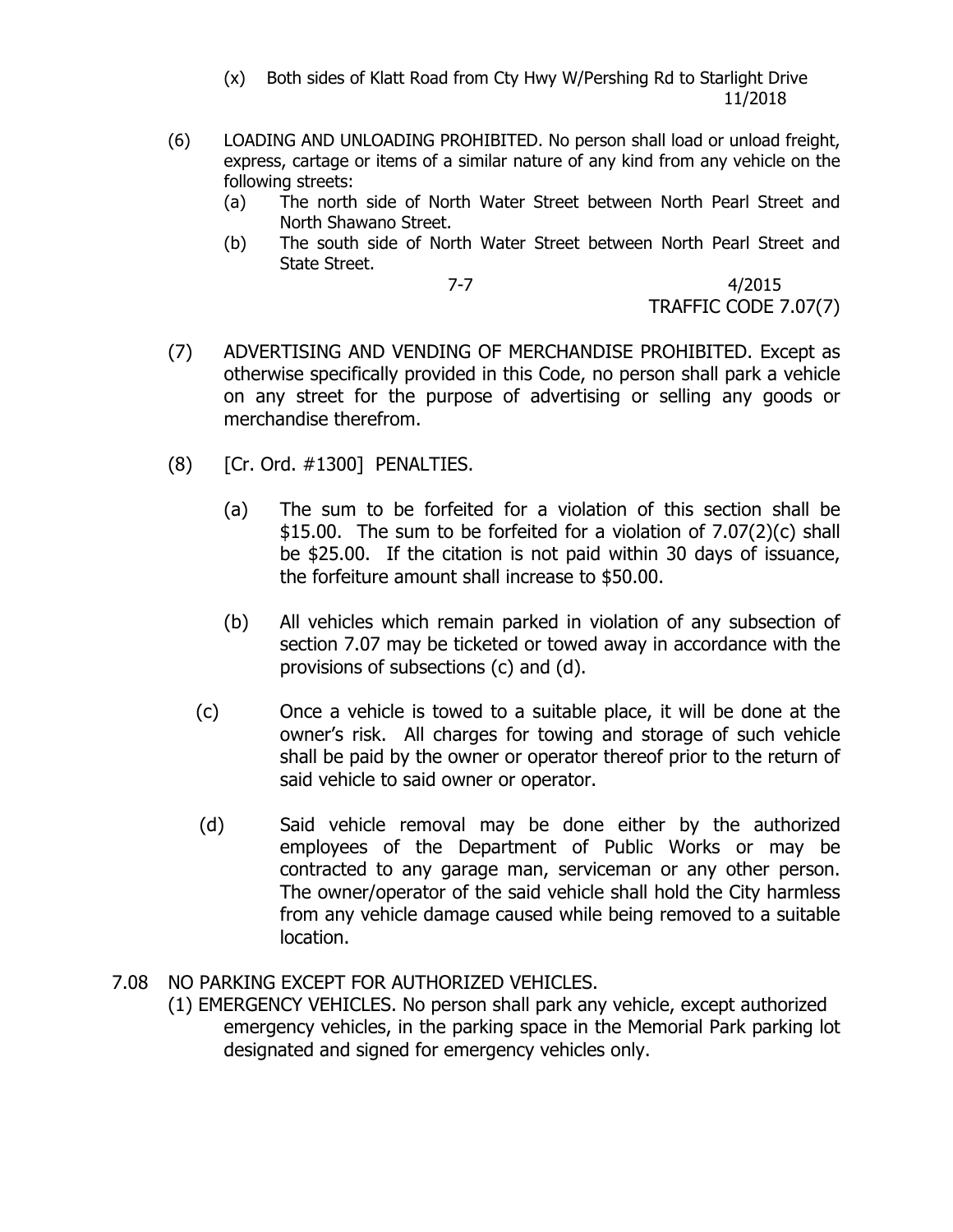(x) Both sides of Klatt Road from Cty Hwy W/Pershing Rd to Starlight Drive 11/2018

(6) LOADING AND UNLOADING PROHIBITED. No person shall load or unload freight, express, cartage or items of a similar nature of any kind from any vehicle on the following streets:

(a) The north side of North Water Street between North Pearl Street and North Shawano Street.

(b) The south side of North Water Street between North Pearl Street and State Street.

(7) ADVERTISING AND VENDING OF MERCHANDISE PROHIBITED. Except as otherwise specifically provided in this Code, no person shall park a vehicle on any street for the purpose of advertising or selling any goods or merchandise therefrom.

(8) [Cr. Ord. #1300] PENALTIES.

(a) The sum to be forfeited for a violation of this section shall be $15.00. The sum to be forfeited for a violation of 7.07(2)(c) shall be $25.00. If the citation is not paid within 30 days of issuance, the forfeiture amount shall increase to $50.00.

(b) All vehicles which remain parked in violation of any subsection of section 7.07 may be ticketed or towed away in accordance with the provisions of subsections (c) and (d).

(c) Once a vehicle is towed to a suitable place, it will be done at the owner's risk. All charges for towing and storage of such vehicle shall be paid by the owner or operator thereof prior to the return of said vehicle to said owner or operator.

(d) Said vehicle removal may be done either by the authorized employees of the Department of Public Works or may be contracted to any garage man, serviceman or any other person. The owner/operator of the said vehicle shall hold the City harmless from any vehicle damage caused while being removed to a suitable location.

## 7.08 NO PARKING EXCEPT FOR AUTHORIZED VEHICLES.

(1) EMERGENCY VEHICLES. No person shall park any vehicle, except authorized emergency vehicles, in the parking space in the Memorial Park parking lot designated and signed for emergency vehicles only.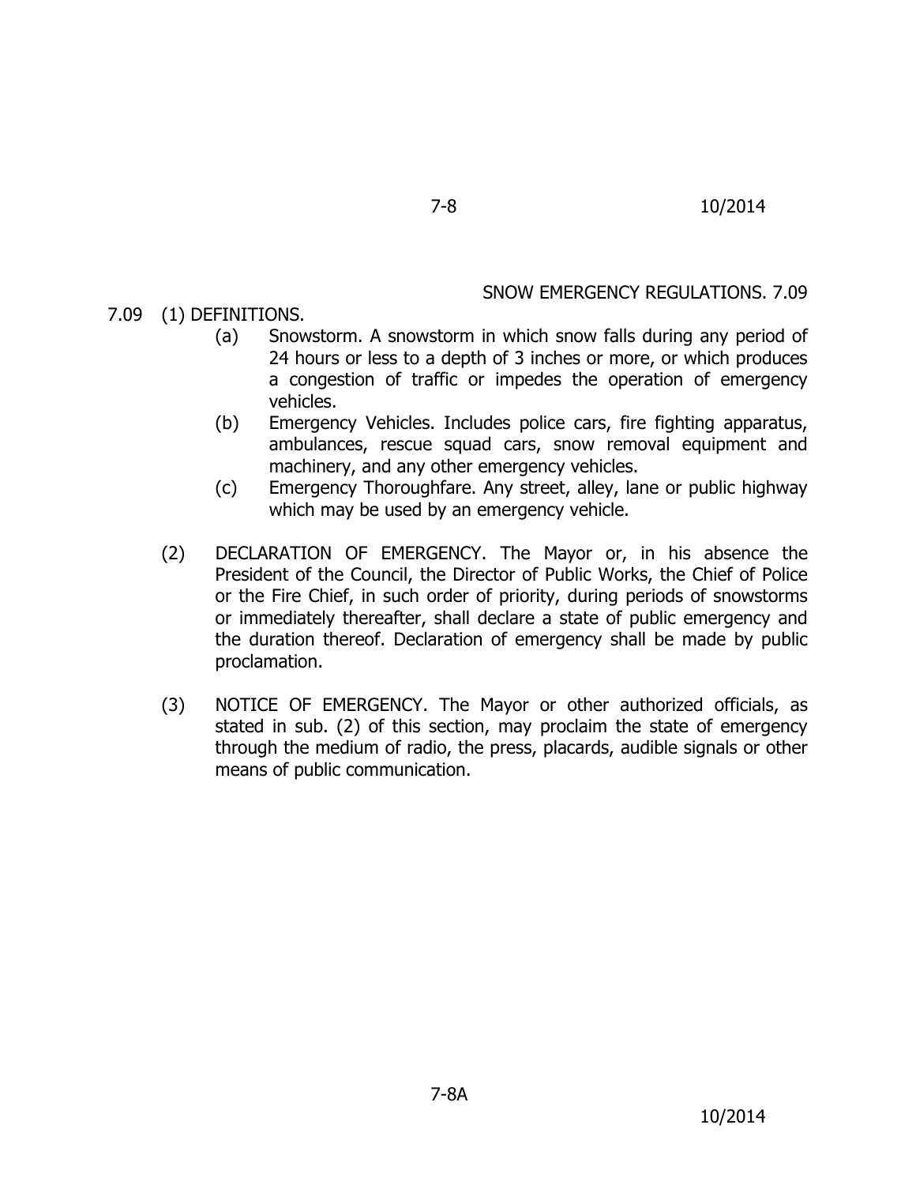## SNOW EMERGENCY REGULATIONS. 7.09

7.09 (1) DEFINITIONS.

(a) Snowstorm. A snowstorm in which snow falls during any period of 24 hours or less to a depth of 3 inches or more, or which produces a congestion of traffic or impedes the operation of emergency vehicles.

(b) Emergency Vehicles. Includes police cars, fire fighting apparatus, ambulances, rescue squad cars, snow removal equipment and machinery, and any other emergency vehicles.

(c) Emergency Thoroughfare. Any street, alley, lane or public highway which may be used by an emergency vehicle.

(2) DECLARATION OF EMERGENCY. The Mayor or, in his absence the President of the Council, the Director of Public Works, the Chief of Police or the Fire Chief, in such order of priority, during periods of snowstorms or immediately thereafter, shall declare a state of public emergency and the duration thereof. Declaration of emergency shall be made by public proclamation.

(3) NOTICE OF EMERGENCY. The Mayor or other authorized officials, as stated in sub. (2) of this section, may proclaim the state of emergency through the medium of radio, the press, placards, audible signals or other means of public communication.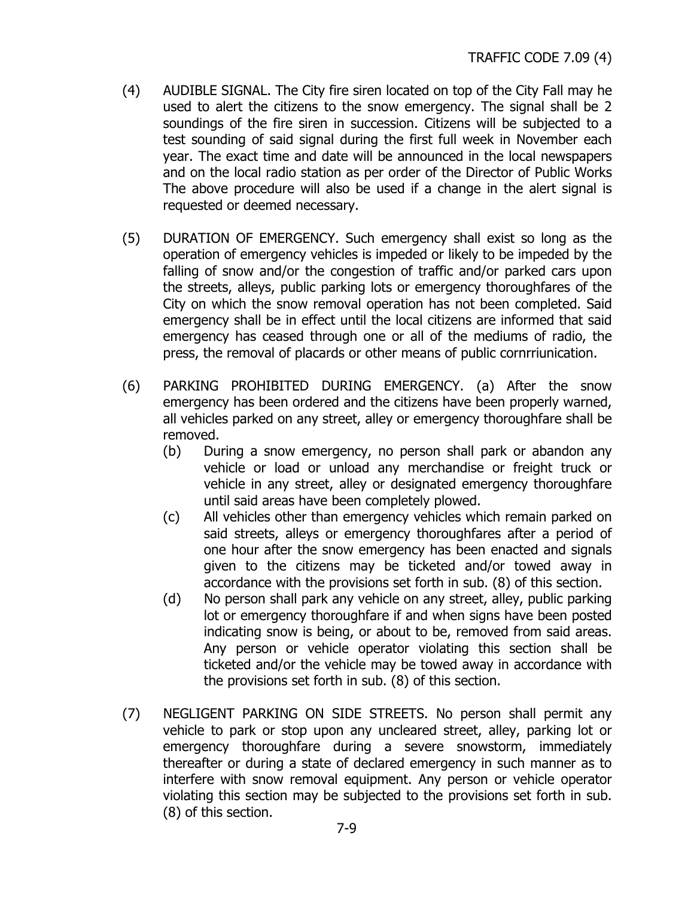(4) AUDIBLE SIGNAL. The City fire siren located on top of the City Fall may he used to alert the citizens to the snow emergency. The signal shall be 2 soundings of the fire siren in succession. Citizens will be subjected to a test sounding of said signal during the first full week in November each year. The exact time and date will be announced in the local newspapers and on the local radio station as per order of the Director of Public Works The above procedure will also be used if a change in the alert signal is requested or deemed necessary.

(5) DURATION OF EMERGENCY. Such emergency shall exist so long as the operation of emergency vehicles is impeded or likely to be impeded by the falling of snow and/or the congestion of traffic and/or parked cars upon the streets, alleys, public parking lots or emergency thoroughfares of the City on which the snow removal operation has not been completed. Said emergency shall be in effect until the local citizens are informed that said emergency has ceased through one or all of the mediums of radio, the press, the removal of placards or other means of public cornrriunication.

(6) PARKING PROHIBITED DURING EMERGENCY. (a) After the snow emergency has been ordered and the citizens have been properly warned, all vehicles parked on any street, alley or emergency thoroughfare shall be removed.

 (b) During a snow emergency, no person shall park or abandon any vehicle or load or unload any merchandise or freight truck or vehicle in any street, alley or designated emergency thoroughfare until said areas have been completely plowed.

 (c) All vehicles other than emergency vehicles which remain parked on said streets, alleys or emergency thoroughfares after a period of one hour after the snow emergency has been enacted and signals given to the citizens may be ticketed and/or towed away in accordance with the provisions set forth in sub. (8) of this section.

 (d) No person shall park any vehicle on any street, alley, public parking lot or emergency thoroughfare if and when signs have been posted indicating snow is being, or about to be, removed from said areas. Any person or vehicle operator violating this section shall be ticketed and/or the vehicle may be towed away in accordance with the provisions set forth in sub. (8) of this section.

(7) NEGLIGENT PARKING ON SIDE STREETS. No person shall permit any vehicle to park or stop upon any uncleared street, alley, parking lot or emergency thoroughfare during a severe snowstorm, immediately thereafter or during a state of declared emergency in such manner as to interfere with snow removal equipment. Any person or vehicle operator violating this section may be subjected to the provisions set forth in sub. (8) of this section.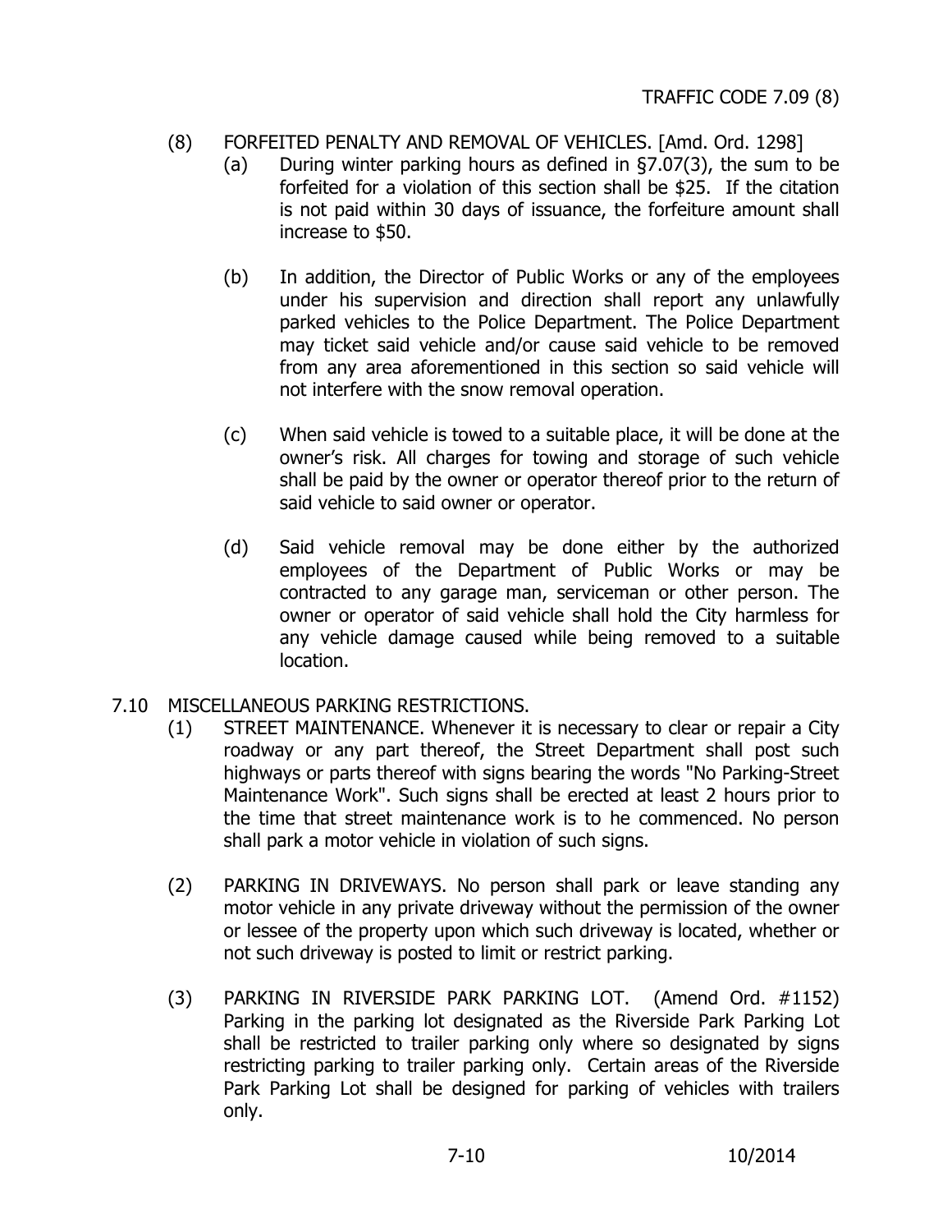(8) FORFEITED PENALTY AND REMOVAL OF VEHICLES. [Amd. Ord. 1298]

(a) During winter parking hours as defined in §7.07(3), the sum to be forfeited for a violation of this section shall be $25. If the citation is not paid within 30 days of issuance, the forfeiture amount shall increase to $50.

(b) In addition, the Director of Public Works or any of the employees under his supervision and direction shall report any unlawfully parked vehicles to the Police Department. The Police Department may ticket said vehicle and/or cause said vehicle to be removed from any area aforementioned in this section so said vehicle will not interfere with the snow removal operation.

(c) When said vehicle is towed to a suitable place, it will be done at the owner's risk. All charges for towing and storage of such vehicle shall be paid by the owner or operator thereof prior to the return of said vehicle to said owner or operator.

(d) Said vehicle removal may be done either by the authorized employees of the Department of Public Works or may be contracted to any garage man, serviceman or other person. The owner or operator of said vehicle shall hold the City harmless for any vehicle damage caused while being removed to a suitable location.

## 7.10 MISCELLANEOUS PARKING RESTRICTIONS.

(1) STREET MAINTENANCE. Whenever it is necessary to clear or repair a City roadway or any part thereof, the Street Department shall post such highways or parts thereof with signs bearing the words "No Parking-Street Maintenance Work". Such signs shall be erected at least 2 hours prior to the time that street maintenance work is to he commenced. No person shall park a motor vehicle in violation of such signs.

(2) PARKING IN DRIVEWAYS. No person shall park or leave standing any motor vehicle in any private driveway without the permission of the owner or lessee of the property upon which such driveway is located, whether or not such driveway is posted to limit or restrict parking.

(3) PARKING IN RIVERSIDE PARK PARKING LOT. (Amend Ord. #1152) Parking in the parking lot designated as the Riverside Park Parking Lot shall be restricted to trailer parking only where so designated by signs restricting parking to trailer parking only. Certain areas of the Riverside Park Parking Lot shall be designed for parking of vehicles with trailers only.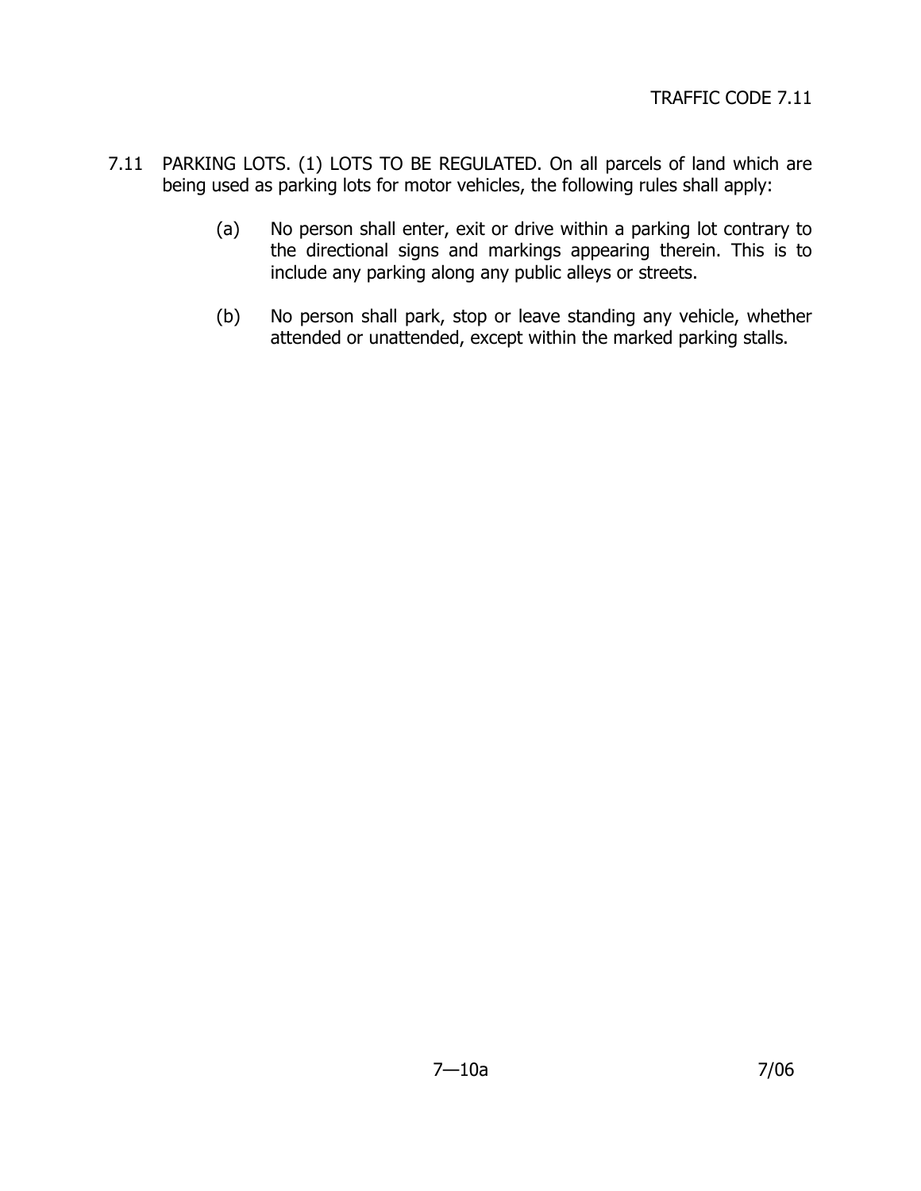7.11 PARKING LOTS. (1) LOTS TO BE REGULATED. On all parcels of land which are being used as parking lots for motor vehicles, the following rules shall apply:

(a) No person shall enter, exit or drive within a parking lot contrary to the directional signs and markings appearing therein. This is to include any parking along any public alleys or streets.

(b) No person shall park, stop or leave standing any vehicle, whether attended or unattended, except within the marked parking stalls.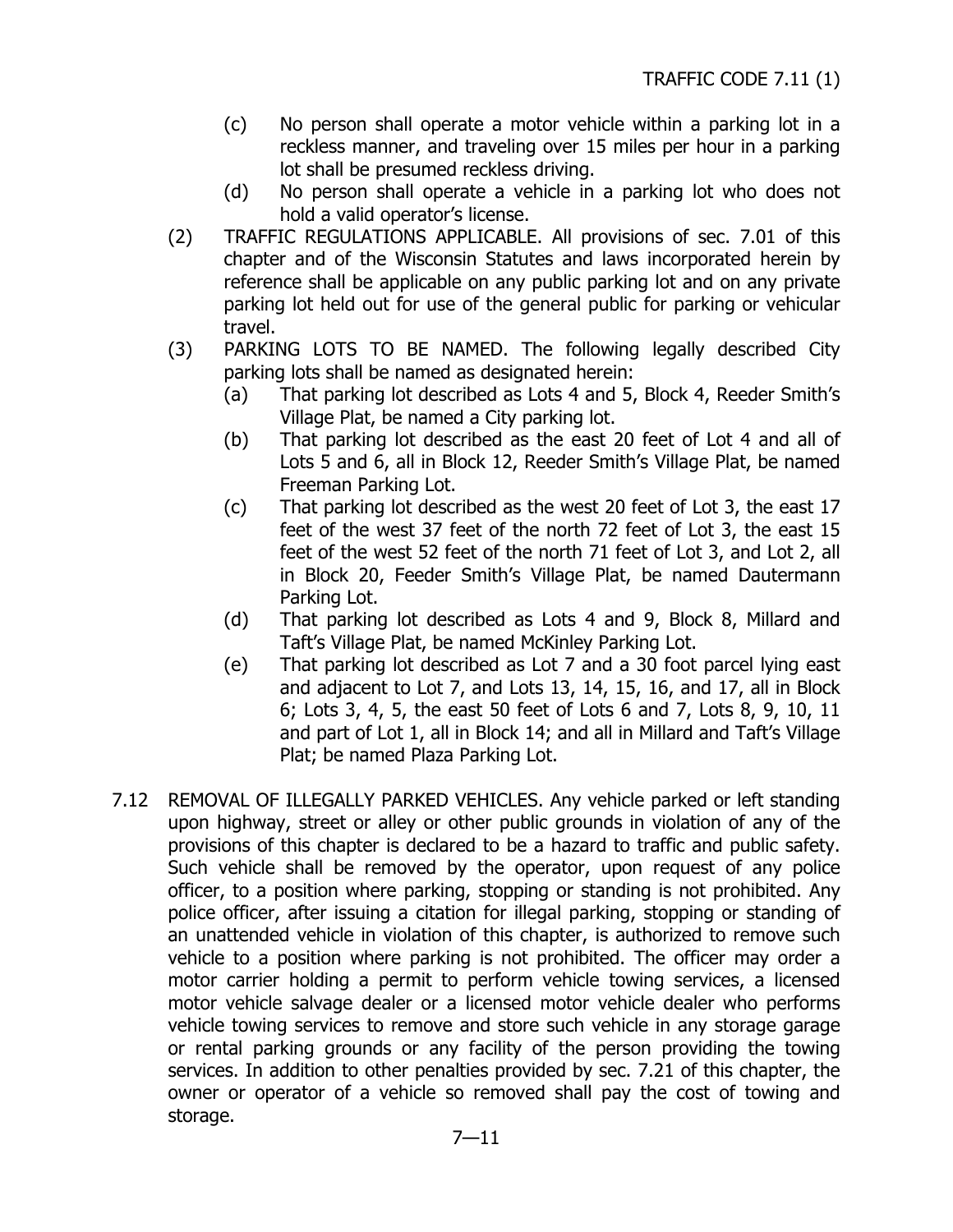(c) No person shall operate a motor vehicle within a parking lot in a reckless manner, and traveling over 15 miles per hour in a parking lot shall be presumed reckless driving.

(d) No person shall operate a vehicle in a parking lot who does not hold a valid operator's license.

(2) TRAFFIC REGULATIONS APPLICABLE. All provisions of sec. 7.01 of this chapter and of the Wisconsin Statutes and laws incorporated herein by reference shall be applicable on any public parking lot and on any private parking lot held out for use of the general public for parking or vehicular travel.

(3) PARKING LOTS TO BE NAMED. The following legally described City parking lots shall be named as designated herein:

(a) That parking lot described as Lots 4 and 5, Block 4, Reeder Smith's Village Plat, be named a City parking lot.

(b) That parking lot described as the east 20 feet of Lot 4 and all of Lots 5 and 6, all in Block 12, Reeder Smith's Village Plat, be named Freeman Parking Lot.

(c) That parking lot described as the west 20 feet of Lot 3, the east 17 feet of the west 37 feet of the north 72 feet of Lot 3, the east 15 feet of the west 52 feet of the north 71 feet of Lot 3, and Lot 2, all in Block 20, Feeder Smith's Village Plat, be named Dautermann Parking Lot.

(d) That parking lot described as Lots 4 and 9, Block 8, Millard and Taft's Village Plat, be named McKinley Parking Lot.

(e) That parking lot described as Lot 7 and a 30 foot parcel lying east and adjacent to Lot 7, and Lots 13, 14, 15, 16, and 17, all in Block 6; Lots 3, 4, 5, the east 50 feet of Lots 6 and 7, Lots 8, 9, 10, 11 and part of Lot 1, all in Block 14; and all in Millard and Taft's Village Plat; be named Plaza Parking Lot.

7.12 REMOVAL OF ILLEGALLY PARKED VEHICLES. Any vehicle parked or left standing upon highway, street or alley or other public grounds in violation of any of the provisions of this chapter is declared to be a hazard to traffic and public safety. Such vehicle shall be removed by the operator, upon request of any police officer, to a position where parking, stopping or standing is not prohibited. Any police officer, after issuing a citation for illegal parking, stopping or standing of an unattended vehicle in violation of this chapter, is authorized to remove such vehicle to a position where parking is not prohibited. The officer may order a motor carrier holding a permit to perform vehicle towing services, a licensed motor vehicle salvage dealer or a licensed motor vehicle dealer who performs vehicle towing services to remove and store such vehicle in any storage garage or rental parking grounds or any facility of the person providing the towing services. In addition to other penalties provided by sec. 7.21 of this chapter, the owner or operator of a vehicle so removed shall pay the cost of towing and storage.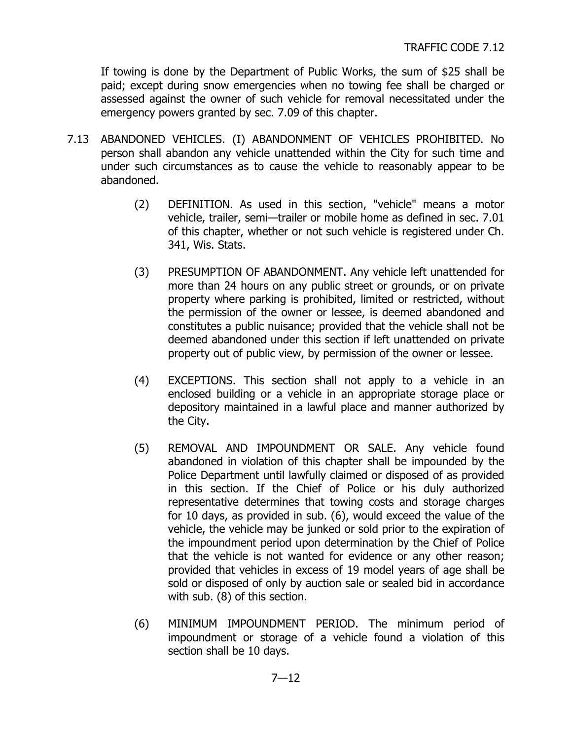If towing is done by the Department of Public Works, the sum of $25 shall be paid; except during snow emergencies when no towing fee shall be charged or assessed against the owner of such vehicle for removal necessitated under the emergency powers granted by sec. 7.09 of this chapter.

7.13 ABANDONED VEHICLES. (I) ABANDONMENT OF VEHICLES PROHIBITED. No person shall abandon any vehicle unattended within the City for such time and under such circumstances as to cause the vehicle to reasonably appear to be abandoned.

(2) DEFINITION. As used in this section, "vehicle" means a motor vehicle, trailer, semi—trailer or mobile home as defined in sec. 7.01 of this chapter, whether or not such vehicle is registered under Ch. 341, Wis. Stats.

(3) PRESUMPTION OF ABANDONMENT. Any vehicle left unattended for more than 24 hours on any public street or grounds, or on private property where parking is prohibited, limited or restricted, without the permission of the owner or lessee, is deemed abandoned and constitutes a public nuisance; provided that the vehicle shall not be deemed abandoned under this section if left unattended on private property out of public view, by permission of the owner or lessee.

(4) EXCEPTIONS. This section shall not apply to a vehicle in an enclosed building or a vehicle in an appropriate storage place or depository maintained in a lawful place and manner authorized by the City.

(5) REMOVAL AND IMPOUNDMENT OR SALE. Any vehicle found abandoned in violation of this chapter shall be impounded by the Police Department until lawfully claimed or disposed of as provided in this section. If the Chief of Police or his duly authorized representative determines that towing costs and storage charges for 10 days, as provided in sub. (6), would exceed the value of the vehicle, the vehicle may be junked or sold prior to the expiration of the impoundment period upon determination by the Chief of Police that the vehicle is not wanted for evidence or any other reason; provided that vehicles in excess of 19 model years of age shall be sold or disposed of only by auction sale or sealed bid in accordance with sub. (8) of this section.

(6) MINIMUM IMPOUNDMENT PERIOD. The minimum period of impoundment or storage of a vehicle found a violation of this section shall be 10 days.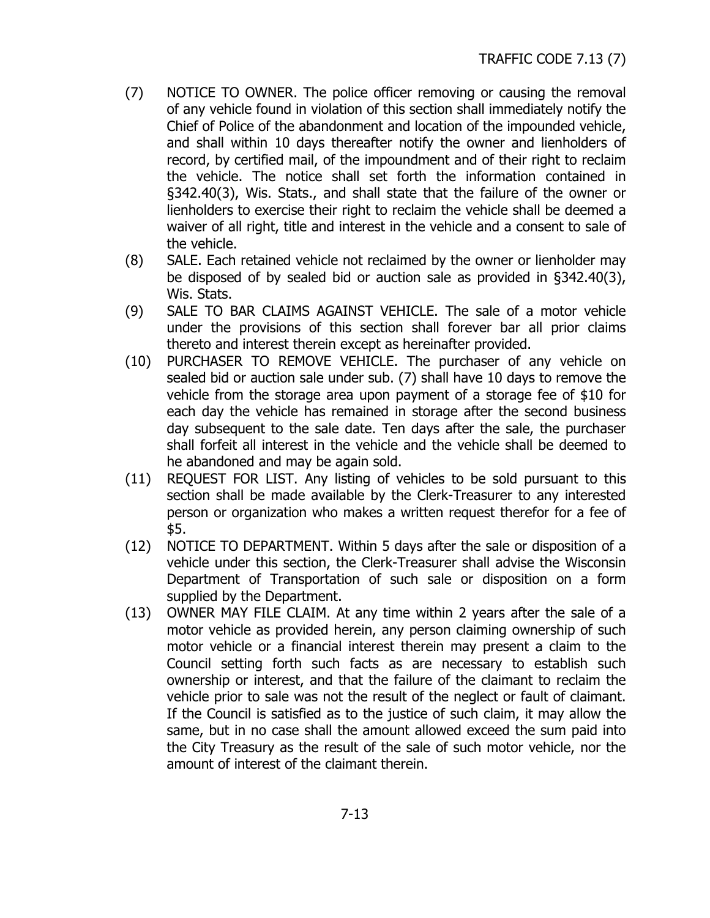(7) NOTICE TO OWNER. The police officer removing or causing the removal of any vehicle found in violation of this section shall immediately notify the Chief of Police of the abandonment and location of the impounded vehicle, and shall within 10 days thereafter notify the owner and lienholders of record, by certified mail, of the impoundment and of their right to reclaim the vehicle. The notice shall set forth the information contained in §342.40(3), Wis. Stats., and shall state that the failure of the owner or lienholders to exercise their right to reclaim the vehicle shall be deemed a waiver of all right, title and interest in the vehicle and a consent to sale of the vehicle.

(8) SALE. Each retained vehicle not reclaimed by the owner or lienholder may be disposed of by sealed bid or auction sale as provided in §342.40(3), Wis. Stats.

(9) SALE TO BAR CLAIMS AGAINST VEHICLE. The sale of a motor vehicle under the provisions of this section shall forever bar all prior claims thereto and interest therein except as hereinafter provided.

(10) PURCHASER TO REMOVE VEHICLE. The purchaser of any vehicle on sealed bid or auction sale under sub. (7) shall have 10 days to remove the vehicle from the storage area upon payment of a storage fee of $10 for each day the vehicle has remained in storage after the second business day subsequent to the sale date. Ten days after the sale, the purchaser shall forfeit all interest in the vehicle and the vehicle shall be deemed to he abandoned and may be again sold.

(11) REQUEST FOR LIST. Any listing of vehicles to be sold pursuant to this section shall be made available by the Clerk-Treasurer to any interested person or organization who makes a written request therefor for a fee of $5.

(12) NOTICE TO DEPARTMENT. Within 5 days after the sale or disposition of a vehicle under this section, the Clerk-Treasurer shall advise the Wisconsin Department of Transportation of such sale or disposition on a form supplied by the Department.

(13) OWNER MAY FILE CLAIM. At any time within 2 years after the sale of a motor vehicle as provided herein, any person claiming ownership of such motor vehicle or a financial interest therein may present a claim to the Council setting forth such facts as are necessary to establish such ownership or interest, and that the failure of the claimant to reclaim the vehicle prior to sale was not the result of the neglect or fault of claimant. If the Council is satisfied as to the justice of such claim, it may allow the same, but in no case shall the amount allowed exceed the sum paid into the City Treasury as the result of the sale of such motor vehicle, nor the amount of interest of the claimant therein.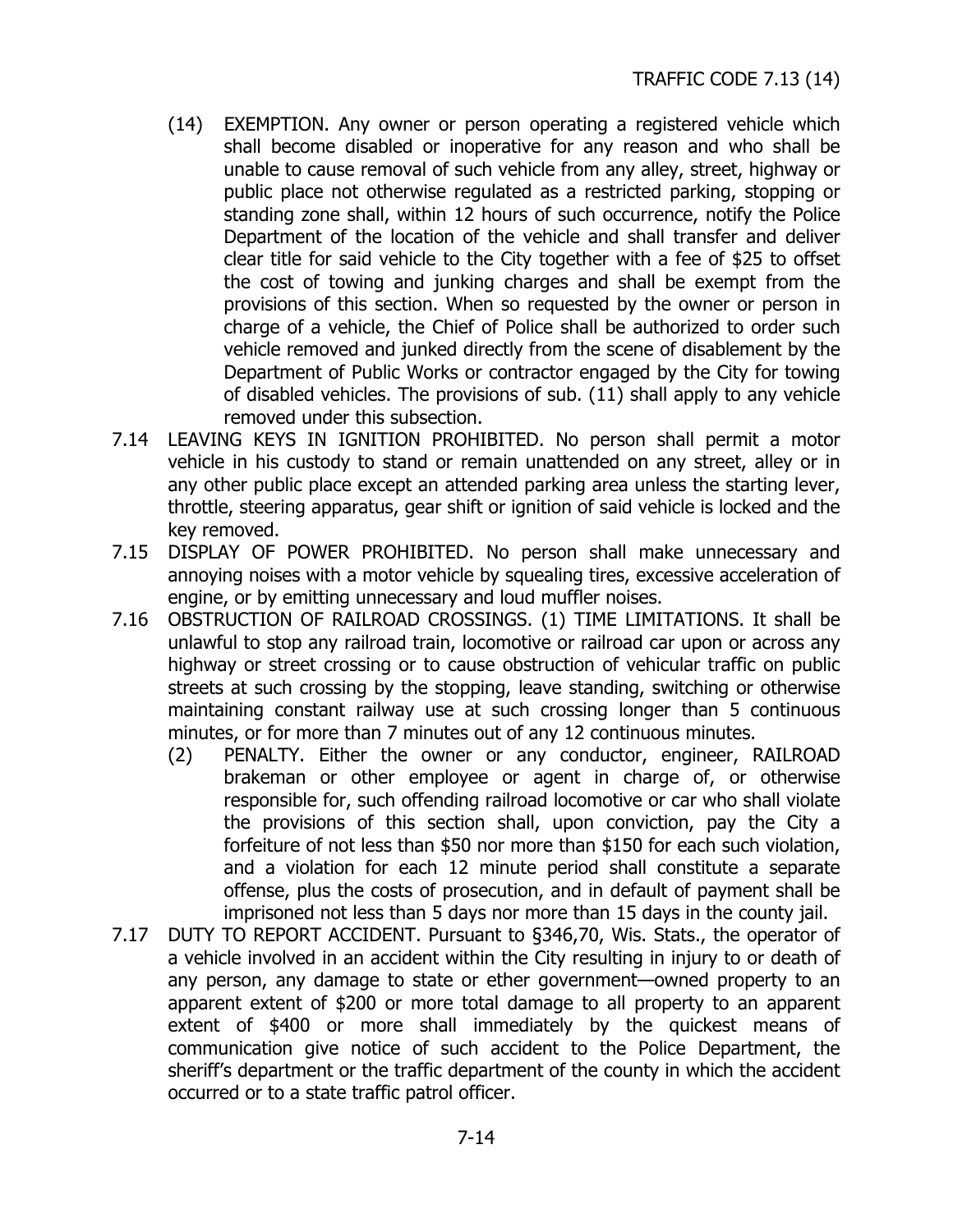(14) EXEMPTION. Any owner or person operating a registered vehicle which shall become disabled or inoperative for any reason and who shall be unable to cause removal of such vehicle from any alley, street, highway or public place not otherwise regulated as a restricted parking, stopping or standing zone shall, within 12 hours of such occurrence, notify the Police Department of the location of the vehicle and shall transfer and deliver clear title for said vehicle to the City together with a fee of $25 to offset the cost of towing and junking charges and shall be exempt from the provisions of this section. When so requested by the owner or person in charge of a vehicle, the Chief of Police shall be authorized to order such vehicle removed and junked directly from the scene of disablement by the Department of Public Works or contractor engaged by the City for towing of disabled vehicles. The provisions of sub. (11) shall apply to any vehicle removed under this subsection.

7.14 LEAVING KEYS IN IGNITION PROHIBITED. No person shall permit a motor vehicle in his custody to stand or remain unattended on any street, alley or in any other public place except an attended parking area unless the starting lever, throttle, steering apparatus, gear shift or ignition of said vehicle is locked and the key removed.

7.15 DISPLAY OF POWER PROHIBITED. No person shall make unnecessary and annoying noises with a motor vehicle by squealing tires, excessive acceleration of engine, or by emitting unnecessary and loud muffler noises.

7.16 OBSTRUCTION OF RAILROAD CROSSINGS. (1) TIME LIMITATIONS. It shall be unlawful to stop any railroad train, locomotive or railroad car upon or across any highway or street crossing or to cause obstruction of vehicular traffic on public streets at such crossing by the stopping, leave standing, switching or otherwise maintaining constant railway use at such crossing longer than 5 continuous minutes, or for more than 7 minutes out of any 12 continuous minutes.

(2) PENALTY. Either the owner or any conductor, engineer, RAILROAD brakeman or other employee or agent in charge of, or otherwise responsible for, such offending railroad locomotive or car who shall violate the provisions of this section shall, upon conviction, pay the City a forfeiture of not less than $50 nor more than $150 for each such violation, and a violation for each 12 minute period shall constitute a separate offense, plus the costs of prosecution, and in default of payment shall be imprisoned not less than 5 days nor more than 15 days in the county jail.

7.17 DUTY TO REPORT ACCIDENT. Pursuant to §346,70, Wis. Stats., the operator of a vehicle involved in an accident within the City resulting in injury to or death of any person, any damage to state or ether government—owned property to an apparent extent of $200 or more total damage to all property to an apparent extent of $400 or more shall immediately by the quickest means of communication give notice of such accident to the Police Department, the sheriff's department or the traffic department of the county in which the accident occurred or to a state traffic patrol officer.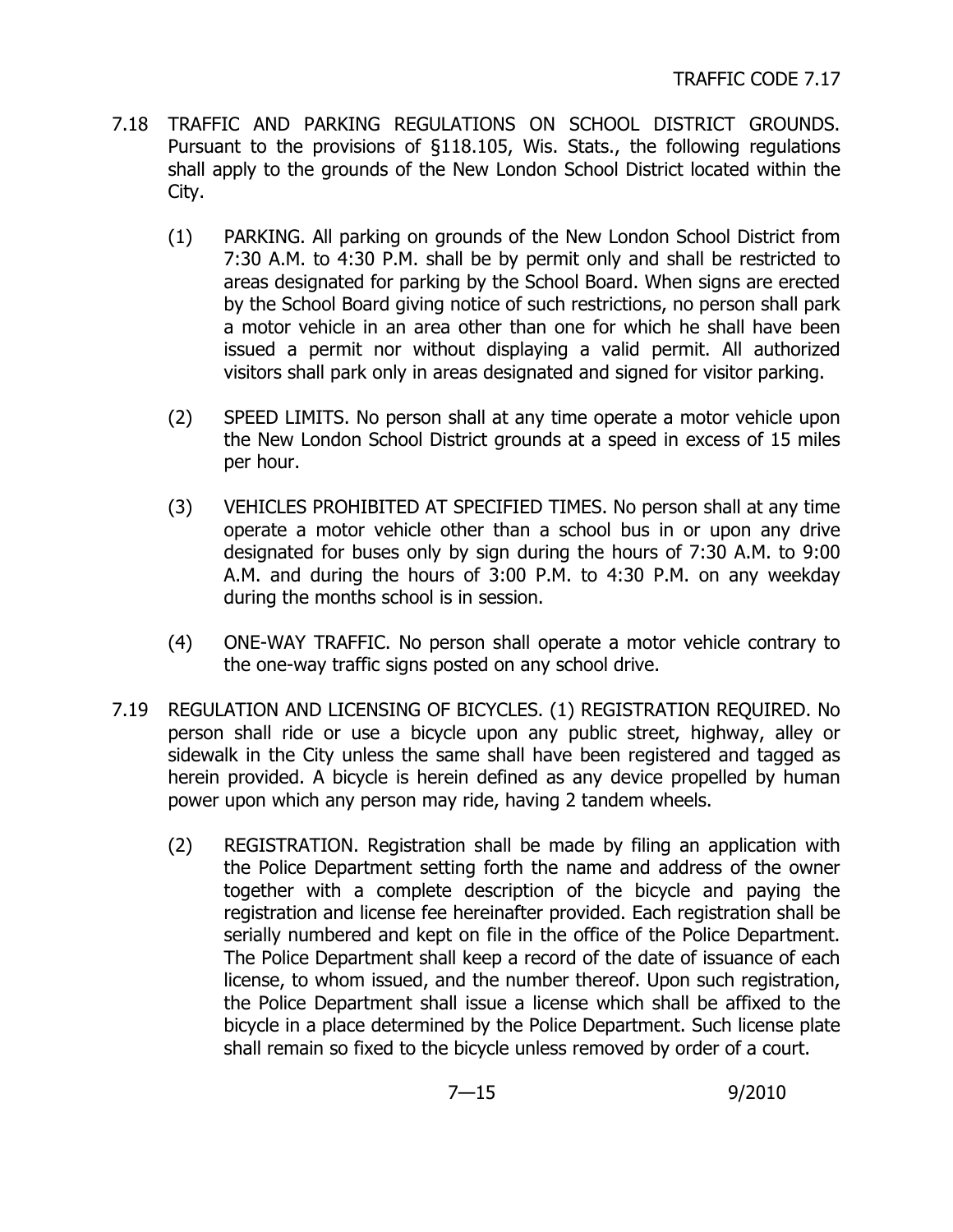7.18 TRAFFIC AND PARKING REGULATIONS ON SCHOOL DISTRICT GROUNDS. Pursuant to the provisions of §118.105, Wis. Stats., the following regulations shall apply to the grounds of the New London School District located within the City.

(1) PARKING. All parking on grounds of the New London School District from 7:30 A.M. to 4:30 P.M. shall be by permit only and shall be restricted to areas designated for parking by the School Board. When signs are erected by the School Board giving notice of such restrictions, no person shall park a motor vehicle in an area other than one for which he shall have been issued a permit nor without displaying a valid permit. All authorized visitors shall park only in areas designated and signed for visitor parking.

(2) SPEED LIMITS. No person shall at any time operate a motor vehicle upon the New London School District grounds at a speed in excess of 15 miles per hour.

(3) VEHICLES PROHIBITED AT SPECIFIED TIMES. No person shall at any time operate a motor vehicle other than a school bus in or upon any drive designated for buses only by sign during the hours of 7:30 A.M. to 9:00 A.M. and during the hours of 3:00 P.M. to 4:30 P.M. on any weekday during the months school is in session.

(4) ONE-WAY TRAFFIC. No person shall operate a motor vehicle contrary to the one-way traffic signs posted on any school drive.

7.19 REGULATION AND LICENSING OF BICYCLES. (1) REGISTRATION REQUIRED. No person shall ride or use a bicycle upon any public street, highway, alley or sidewalk in the City unless the same shall have been registered and tagged as herein provided. A bicycle is herein defined as any device propelled by human power upon which any person may ride, having 2 tandem wheels.

(2) REGISTRATION. Registration shall be made by filing an application with the Police Department setting forth the name and address of the owner together with a complete description of the bicycle and paying the registration and license fee hereinafter provided. Each registration shall be serially numbered and kept on file in the office of the Police Department. The Police Department shall keep a record of the date of issuance of each license, to whom issued, and the number thereof. Upon such registration, the Police Department shall issue a license which shall be affixed to the bicycle in a place determined by the Police Department. Such license plate shall remain so fixed to the bicycle unless removed by order of a court.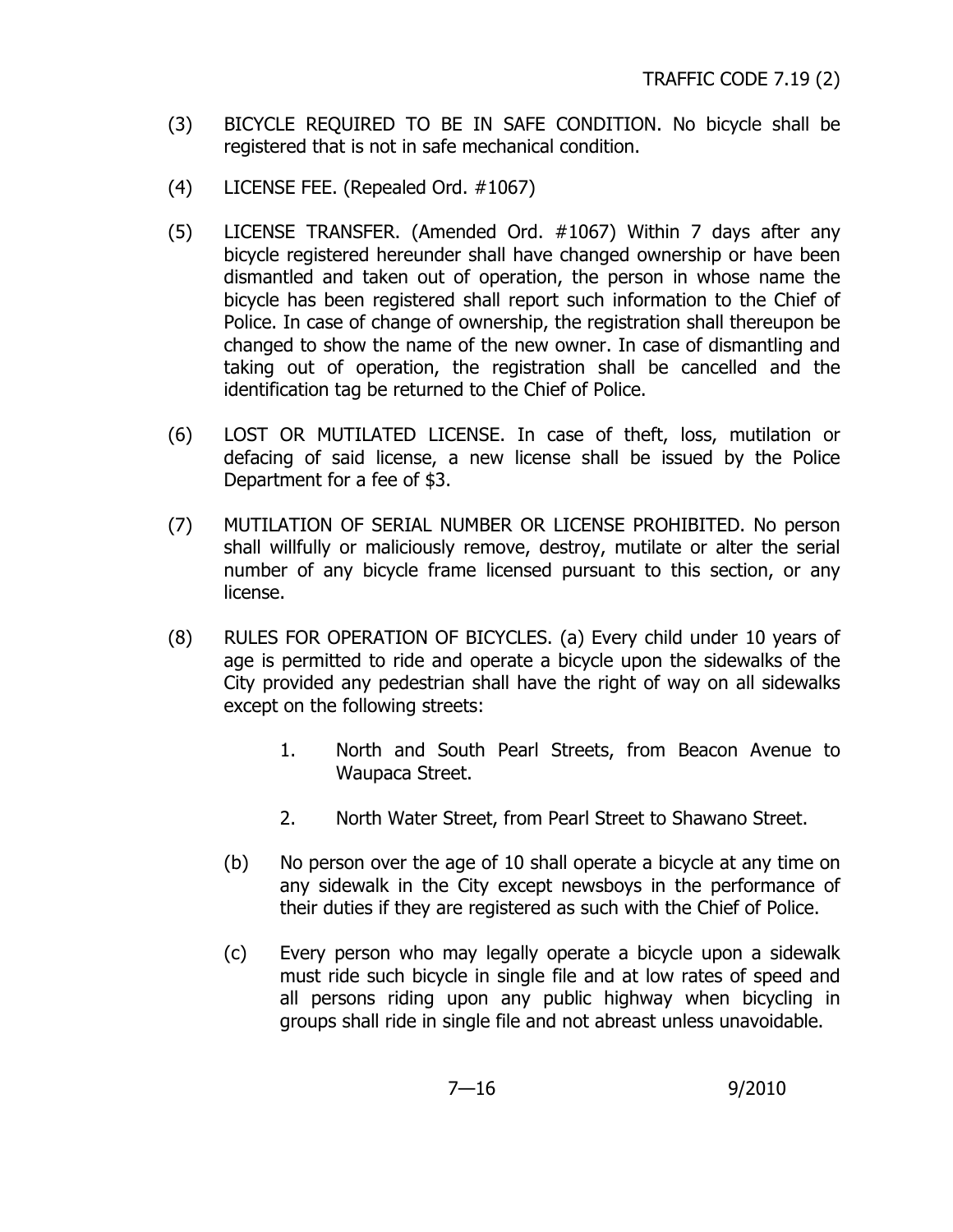(3) BICYCLE REQUIRED TO BE IN SAFE CONDITION. No bicycle shall be registered that is not in safe mechanical condition.

(4) LICENSE FEE. (Repealed Ord. #1067)

(5) LICENSE TRANSFER. (Amended Ord. #1067) Within 7 days after any bicycle registered hereunder shall have changed ownership or have been dismantled and taken out of operation, the person in whose name the bicycle has been registered shall report such information to the Chief of Police. In case of change of ownership, the registration shall thereupon be changed to show the name of the new owner. In case of dismantling and taking out of operation, the registration shall be cancelled and the identification tag be returned to the Chief of Police.

(6) LOST OR MUTILATED LICENSE. In case of theft, loss, mutilation or defacing of said license, a new license shall be issued by the Police Department for a fee of $3.

(7) MUTILATION OF SERIAL NUMBER OR LICENSE PROHIBITED. No person shall willfully or maliciously remove, destroy, mutilate or alter the serial number of any bicycle frame licensed pursuant to this section, or any license.

(8) RULES FOR OPERATION OF BICYCLES. (a) Every child under 10 years of age is permitted to ride and operate a bicycle upon the sidewalks of the City provided any pedestrian shall have the right of way on all sidewalks except on the following streets:

1. North and South Pearl Streets, from Beacon Avenue to Waupaca Street.

2. North Water Street, from Pearl Street to Shawano Street.

(b) No person over the age of 10 shall operate a bicycle at any time on any sidewalk in the City except newsboys in the performance of their duties if they are registered as such with the Chief of Police.

(c) Every person who may legally operate a bicycle upon a sidewalk must ride such bicycle in single file and at low rates of speed and all persons riding upon any public highway when bicycling in groups shall ride in single file and not abreast unless unavoidable.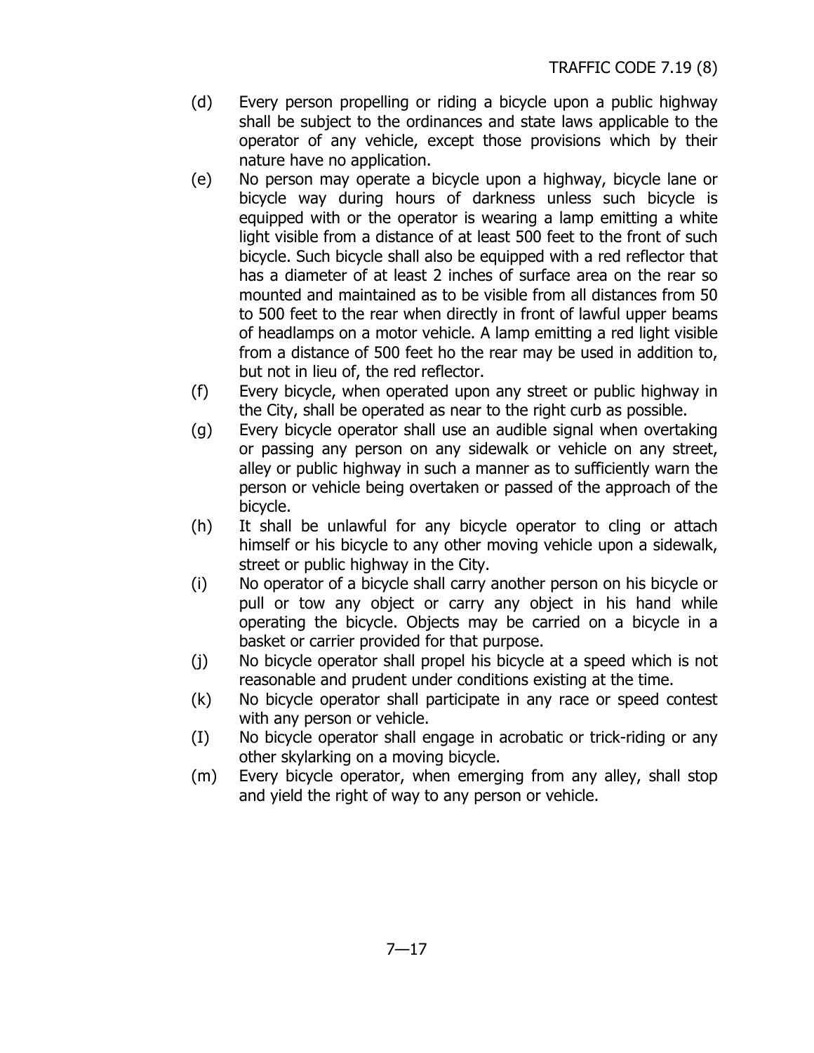(d) Every person propelling or riding a bicycle upon a public highway shall be subject to the ordinances and state laws applicable to the operator of any vehicle, except those provisions which by their nature have no application.

(e) No person may operate a bicycle upon a highway, bicycle lane or bicycle way during hours of darkness unless such bicycle is equipped with or the operator is wearing a lamp emitting a white light visible from a distance of at least 500 feet to the front of such bicycle. Such bicycle shall also be equipped with a red reflector that has a diameter of at least 2 inches of surface area on the rear so mounted and maintained as to be visible from all distances from 50 to 500 feet to the rear when directly in front of lawful upper beams of headlamps on a motor vehicle. A lamp emitting a red light visible from a distance of 500 feet ho the rear may be used in addition to, but not in lieu of, the red reflector.

(f) Every bicycle, when operated upon any street or public highway in the City, shall be operated as near to the right curb as possible.

(g) Every bicycle operator shall use an audible signal when overtaking or passing any person on any sidewalk or vehicle on any street, alley or public highway in such a manner as to sufficiently warn the person or vehicle being overtaken or passed of the approach of the bicycle.

(h) It shall be unlawful for any bicycle operator to cling or attach himself or his bicycle to any other moving vehicle upon a sidewalk, street or public highway in the City.

(i) No operator of a bicycle shall carry another person on his bicycle or pull or tow any object or carry any object in his hand while operating the bicycle. Objects may be carried on a bicycle in a basket or carrier provided for that purpose.

(j) No bicycle operator shall propel his bicycle at a speed which is not reasonable and prudent under conditions existing at the time.

(k) No bicycle operator shall participate in any race or speed contest with any person or vehicle.

(I) No bicycle operator shall engage in acrobatic or trick-riding or any other skylarking on a moving bicycle.

(m) Every bicycle operator, when emerging from any alley, shall stop and yield the right of way to any person or vehicle.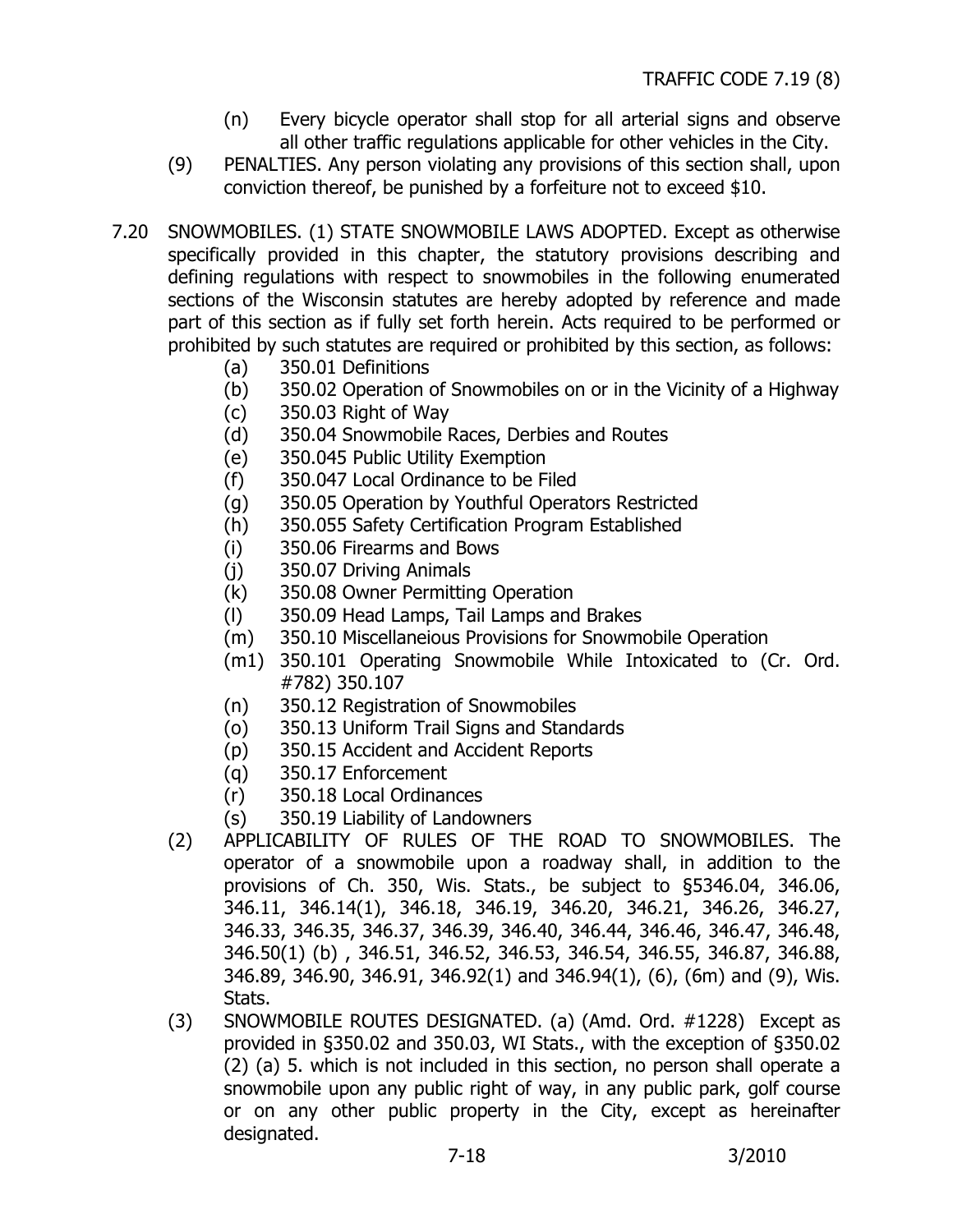(n) Every bicycle operator shall stop for all arterial signs and observe all other traffic regulations applicable for other vehicles in the City.

(9) PENALTIES. Any person violating any provisions of this section shall, upon conviction thereof, be punished by a forfeiture not to exceed $10.

7.20 SNOWMOBILES. (1) STATE SNOWMOBILE LAWS ADOPTED. Except as otherwise specifically provided in this chapter, the statutory provisions describing and defining regulations with respect to snowmobiles in the following enumerated sections of the Wisconsin statutes are hereby adopted by reference and made part of this section as if fully set forth herein. Acts required to be performed or prohibited by such statutes are required or prohibited by this section, as follows:

- (a) 350.01 Definitions
- (b) 350.02 Operation of Snowmobiles on or in the Vicinity of a Highway
- (c) 350.03 Right of Way
- (d) 350.04 Snowmobile Races, Derbies and Routes
- (e) 350.045 Public Utility Exemption
- (f) 350.047 Local Ordinance to be Filed
- (g) 350.05 Operation by Youthful Operators Restricted
- (h) 350.055 Safety Certification Program Established
- (i) 350.06 Firearms and Bows
- (j) 350.07 Driving Animals
- (k) 350.08 Owner Permitting Operation
- (l) 350.09 Head Lamps, Tail Lamps and Brakes
- (m) 350.10 Miscellaneious Provisions for Snowmobile Operation
- (m1) 350.101 Operating Snowmobile While Intoxicated to (Cr. Ord. #782) 350.107
- (n) 350.12 Registration of Snowmobiles
- (o) 350.13 Uniform Trail Signs and Standards
- (p) 350.15 Accident and Accident Reports
- (q) 350.17 Enforcement
- (r) 350.18 Local Ordinances
- (s) 350.19 Liability of Landowners

(2) APPLICABILITY OF RULES OF THE ROAD TO SNOWMOBILES. The operator of a snowmobile upon a roadway shall, in addition to the provisions of Ch. 350, Wis. Stats., be subject to §5346.04, 346.06, 346.11, 346.14(1), 346.18, 346.19, 346.20, 346.21, 346.26, 346.27, 346.33, 346.35, 346.37, 346.39, 346.40, 346.44, 346.46, 346.47, 346.48, 346.50(1) (b) , 346.51, 346.52, 346.53, 346.54, 346.55, 346.87, 346.88, 346.89, 346.90, 346.91, 346.92(1) and 346.94(1), (6), (6m) and (9), Wis. Stats.

(3) SNOWMOBILE ROUTES DESIGNATED. (a) (Amd. Ord. #1228) Except as provided in §350.02 and 350.03, WI Stats., with the exception of §350.02 (2) (a) 5. which is not included in this section, no person shall operate a snowmobile upon any public right of way, in any public park, golf course or on any other public property in the City, except as hereinafter designated.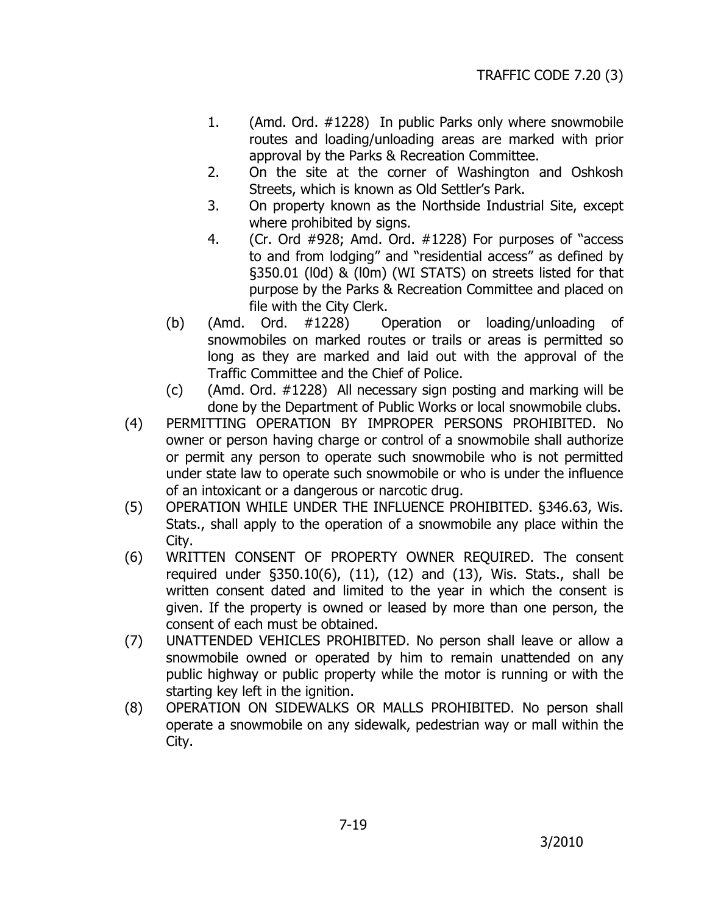1. (Amd. Ord. #1228) In public Parks only where snowmobile routes and loading/unloading areas are marked with prior approval by the Parks & Recreation Committee.
2. On the site at the corner of Washington and Oshkosh Streets, which is known as Old Settler's Park.
3. On property known as the Northside Industrial Site, except where prohibited by signs.
4. (Cr. Ord #928; Amd. Ord. #1228) For purposes of "access to and from lodging" and "residential access" as defined by §350.01 (l0d) & (l0m) (WI STATS) on streets listed for that purpose by the Parks & Recreation Committee and placed on file with the City Clerk.

(b) (Amd. Ord. #1228) Operation or loading/unloading of snowmobiles on marked routes or trails or areas is permitted so long as they are marked and laid out with the approval of the Traffic Committee and the Chief of Police.

(c) (Amd. Ord. #1228) All necessary sign posting and marking will be done by the Department of Public Works or local snowmobile clubs.

(4) PERMITTING OPERATION BY IMPROPER PERSONS PROHIBITED. No owner or person having charge or control of a snowmobile shall authorize or permit any person to operate such snowmobile who is not permitted under state law to operate such snowmobile or who is under the influence of an intoxicant or a dangerous or narcotic drug.

(5) OPERATION WHILE UNDER THE INFLUENCE PROHIBITED. §346.63, Wis. Stats., shall apply to the operation of a snowmobile any place within the City.

(6) WRITTEN CONSENT OF PROPERTY OWNER REQUIRED. The consent required under §350.10(6), (11), (12) and (13), Wis. Stats., shall be written consent dated and limited to the year in which the consent is given. If the property is owned or leased by more than one person, the consent of each must be obtained.

(7) UNATTENDED VEHICLES PROHIBITED. No person shall leave or allow a snowmobile owned or operated by him to remain unattended on any public highway or public property while the motor is running or with the starting key left in the ignition.

(8) OPERATION ON SIDEWALKS OR MALLS PROHIBITED. No person shall operate a snowmobile on any sidewalk, pedestrian way or mall within the City.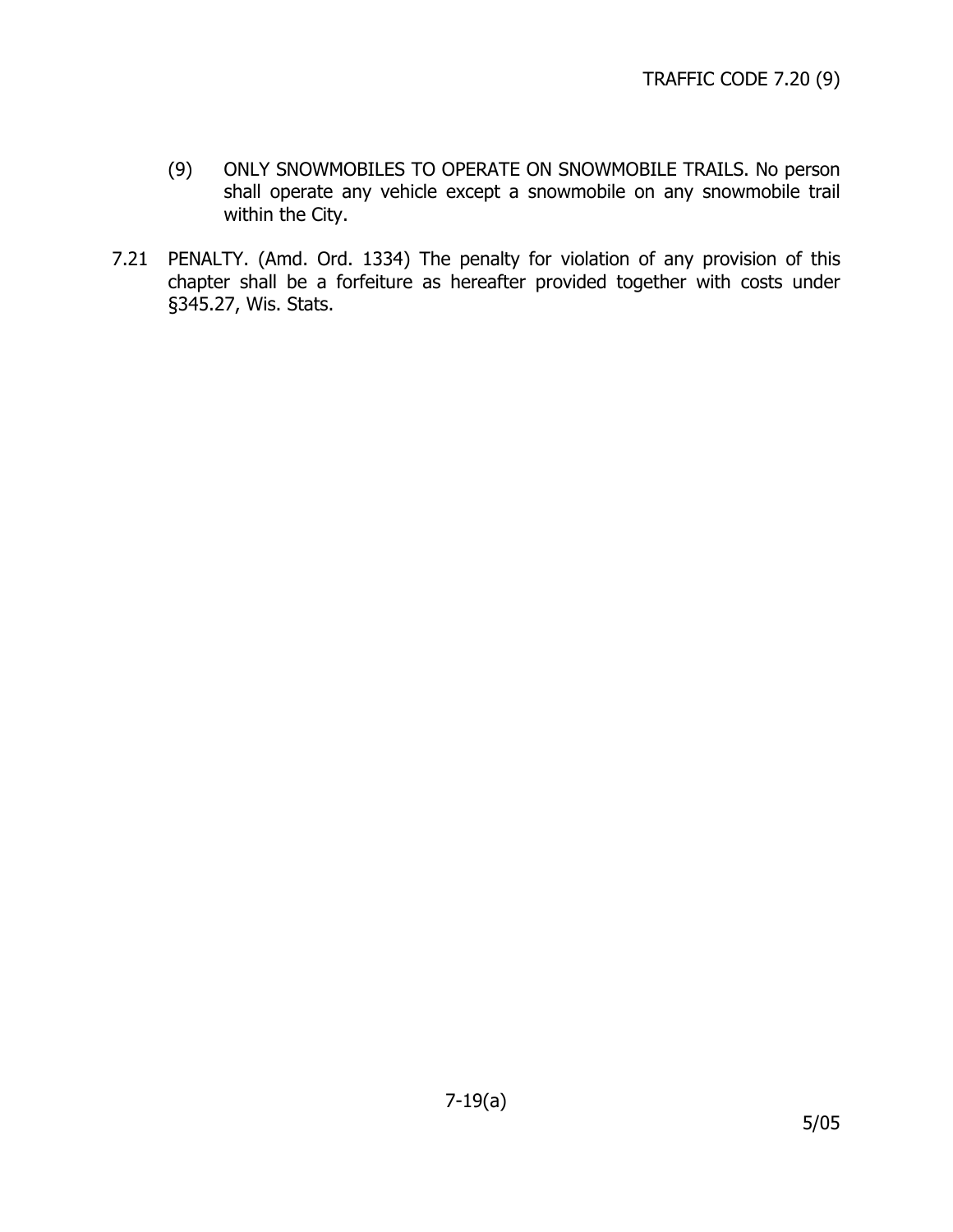(9) ONLY SNOWMOBILES TO OPERATE ON SNOWMOBILE TRAILS. No person shall operate any vehicle except a snowmobile on any snowmobile trail within the City.

7.21 PENALTY. (Amd. Ord. 1334) The penalty for violation of any provision of this chapter shall be a forfeiture as hereafter provided together with costs under §345.27, Wis. Stats.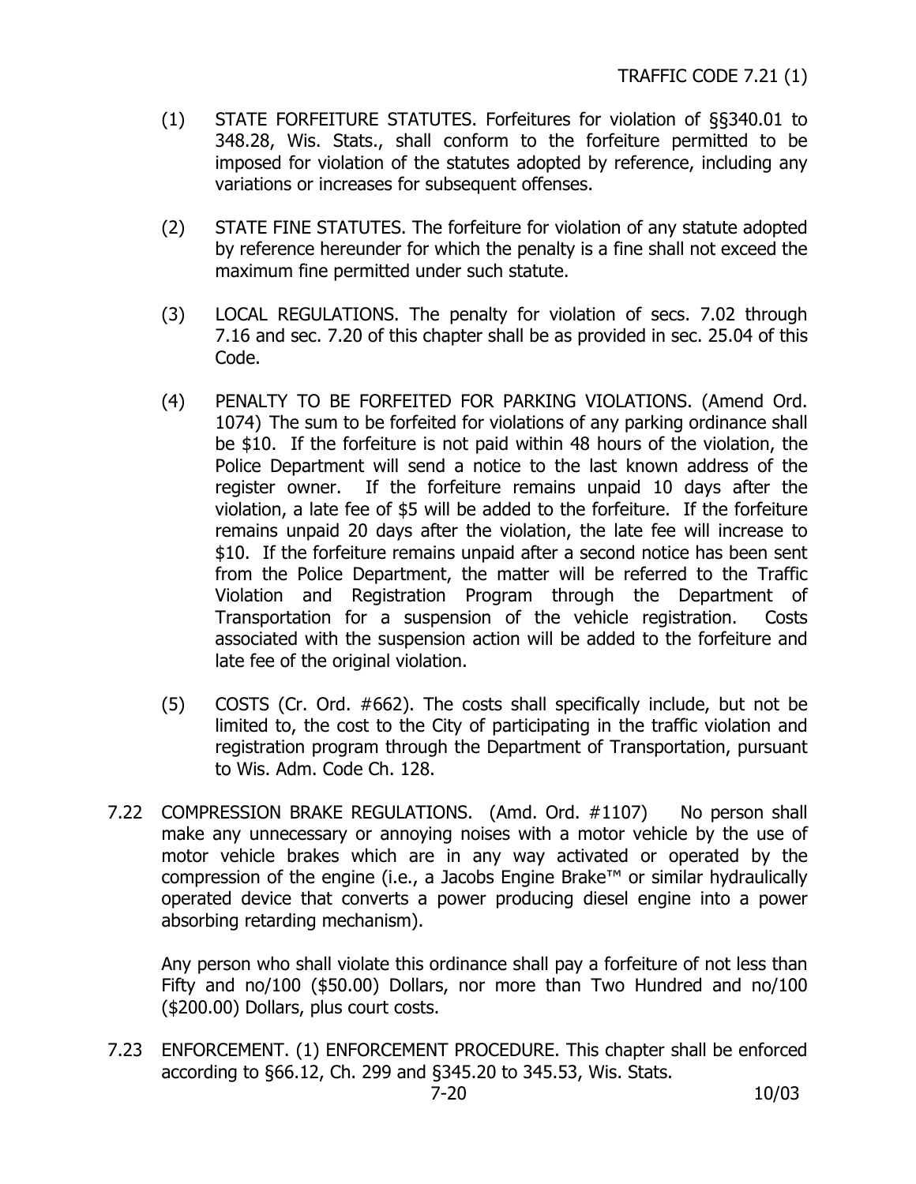(1) STATE FORFEITURE STATUTES. Forfeitures for violation of §§340.01 to 348.28, Wis. Stats., shall conform to the forfeiture permitted to be imposed for violation of the statutes adopted by reference, including any variations or increases for subsequent offenses.

(2) STATE FINE STATUTES. The forfeiture for violation of any statute adopted by reference hereunder for which the penalty is a fine shall not exceed the maximum fine permitted under such statute.

(3) LOCAL REGULATIONS. The penalty for violation of secs. 7.02 through 7.16 and sec. 7.20 of this chapter shall be as provided in sec. 25.04 of this Code.

(4) PENALTY TO BE FORFEITED FOR PARKING VIOLATIONS. (Amend Ord. 1074) The sum to be forfeited for violations of any parking ordinance shall be $10. If the forfeiture is not paid within 48 hours of the violation, the Police Department will send a notice to the last known address of the register owner. If the forfeiture remains unpaid 10 days after the violation, a late fee of $5 will be added to the forfeiture. If the forfeiture remains unpaid 20 days after the violation, the late fee will increase to $10. If the forfeiture remains unpaid after a second notice has been sent from the Police Department, the matter will be referred to the Traffic Violation and Registration Program through the Department of Transportation for a suspension of the vehicle registration. Costs associated with the suspension action will be added to the forfeiture and late fee of the original violation.

(5) COSTS (Cr. Ord. #662). The costs shall specifically include, but not be limited to, the cost to the City of participating in the traffic violation and registration program through the Department of Transportation, pursuant to Wis. Adm. Code Ch. 128.

7.22 COMPRESSION BRAKE REGULATIONS. (Amd. Ord. #1107) No person shall make any unnecessary or annoying noises with a motor vehicle by the use of motor vehicle brakes which are in any way activated or operated by the compression of the engine (i.e., a Jacobs Engine Brake™ or similar hydraulically operated device that converts a power producing diesel engine into a power absorbing retarding mechanism).

Any person who shall violate this ordinance shall pay a forfeiture of not less than Fifty and no/100 ($50.00) Dollars, nor more than Two Hundred and no/100 ($200.00) Dollars, plus court costs.

7.23 ENFORCEMENT. (1) ENFORCEMENT PROCEDURE. This chapter shall be enforced according to §66.12, Ch. 299 and §345.20 to 345.53, Wis. Stats.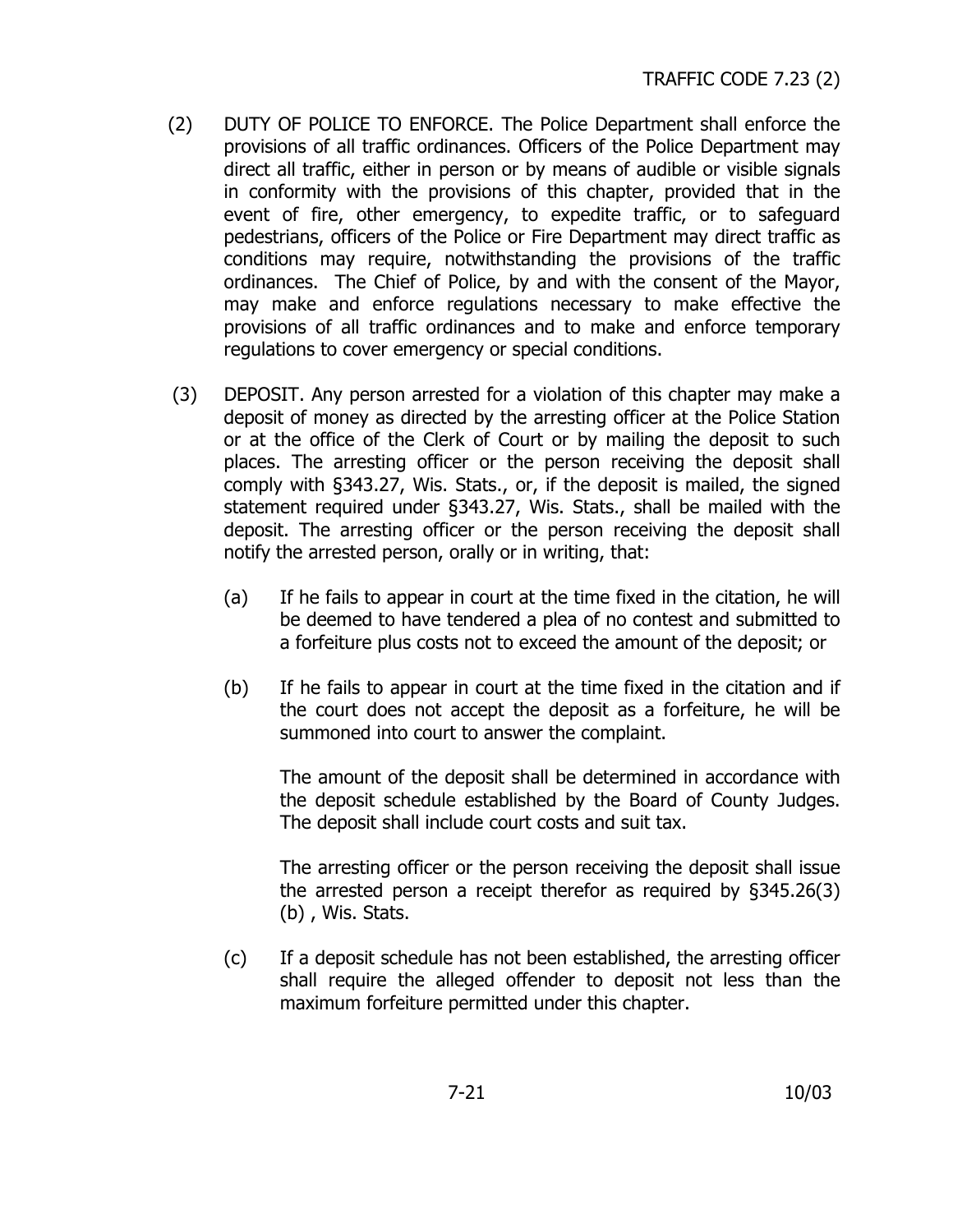(2) DUTY OF POLICE TO ENFORCE. The Police Department shall enforce the provisions of all traffic ordinances. Officers of the Police Department may direct all traffic, either in person or by means of audible or visible signals in conformity with the provisions of this chapter, provided that in the event of fire, other emergency, to expedite traffic, or to safeguard pedestrians, officers of the Police or Fire Department may direct traffic as conditions may require, notwithstanding the provisions of the traffic ordinances. The Chief of Police, by and with the consent of the Mayor, may make and enforce regulations necessary to make effective the provisions of all traffic ordinances and to make and enforce temporary regulations to cover emergency or special conditions.

(3) DEPOSIT. Any person arrested for a violation of this chapter may make a deposit of money as directed by the arresting officer at the Police Station or at the office of the Clerk of Court or by mailing the deposit to such places. The arresting officer or the person receiving the deposit shall comply with §343.27, Wis. Stats., or, if the deposit is mailed, the signed statement required under §343.27, Wis. Stats., shall be mailed with the deposit. The arresting officer or the person receiving the deposit shall notify the arrested person, orally or in writing, that:

(a) If he fails to appear in court at the time fixed in the citation, he will be deemed to have tendered a plea of no contest and submitted to a forfeiture plus costs not to exceed the amount of the deposit; or

(b) If he fails to appear in court at the time fixed in the citation and if the court does not accept the deposit as a forfeiture, he will be summoned into court to answer the complaint.

The amount of the deposit shall be determined in accordance with the deposit schedule established by the Board of County Judges. The deposit shall include court costs and suit tax.

The arresting officer or the person receiving the deposit shall issue the arrested person a receipt therefor as required by §345.26(3)(b) , Wis. Stats.

(c) If a deposit schedule has not been established, the arresting officer shall require the alleged offender to deposit not less than the maximum forfeiture permitted under this chapter.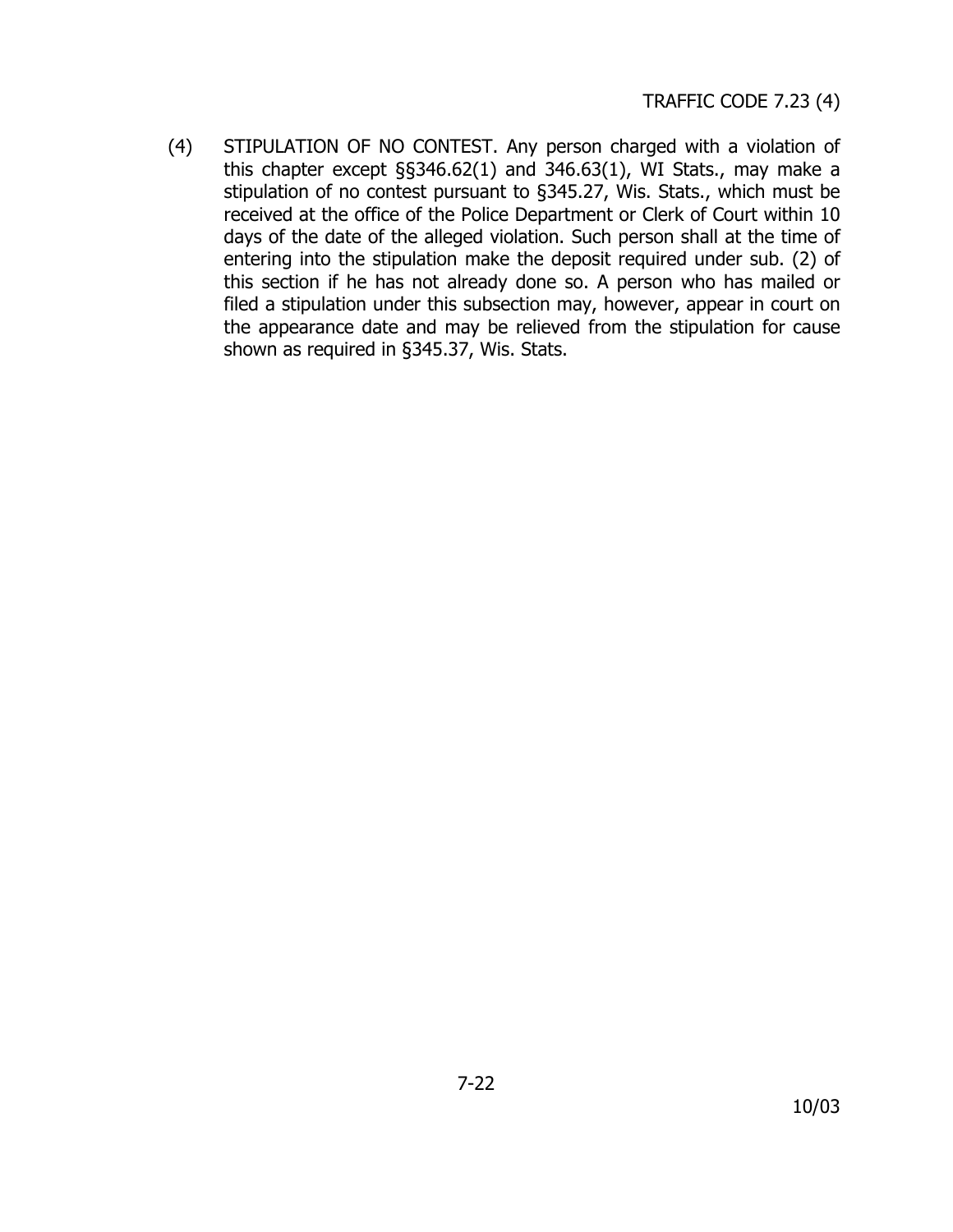(4) STIPULATION OF NO CONTEST. Any person charged with a violation of this chapter except §§346.62(1) and 346.63(1), WI Stats., may make a stipulation of no contest pursuant to §345.27, Wis. Stats., which must be received at the office of the Police Department or Clerk of Court within 10 days of the date of the alleged violation. Such person shall at the time of entering into the stipulation make the deposit required under sub. (2) of this section if he has not already done so. A person who has mailed or filed a stipulation under this subsection may, however, appear in court on the appearance date and may be relieved from the stipulation for cause shown as required in §345.37, Wis. Stats.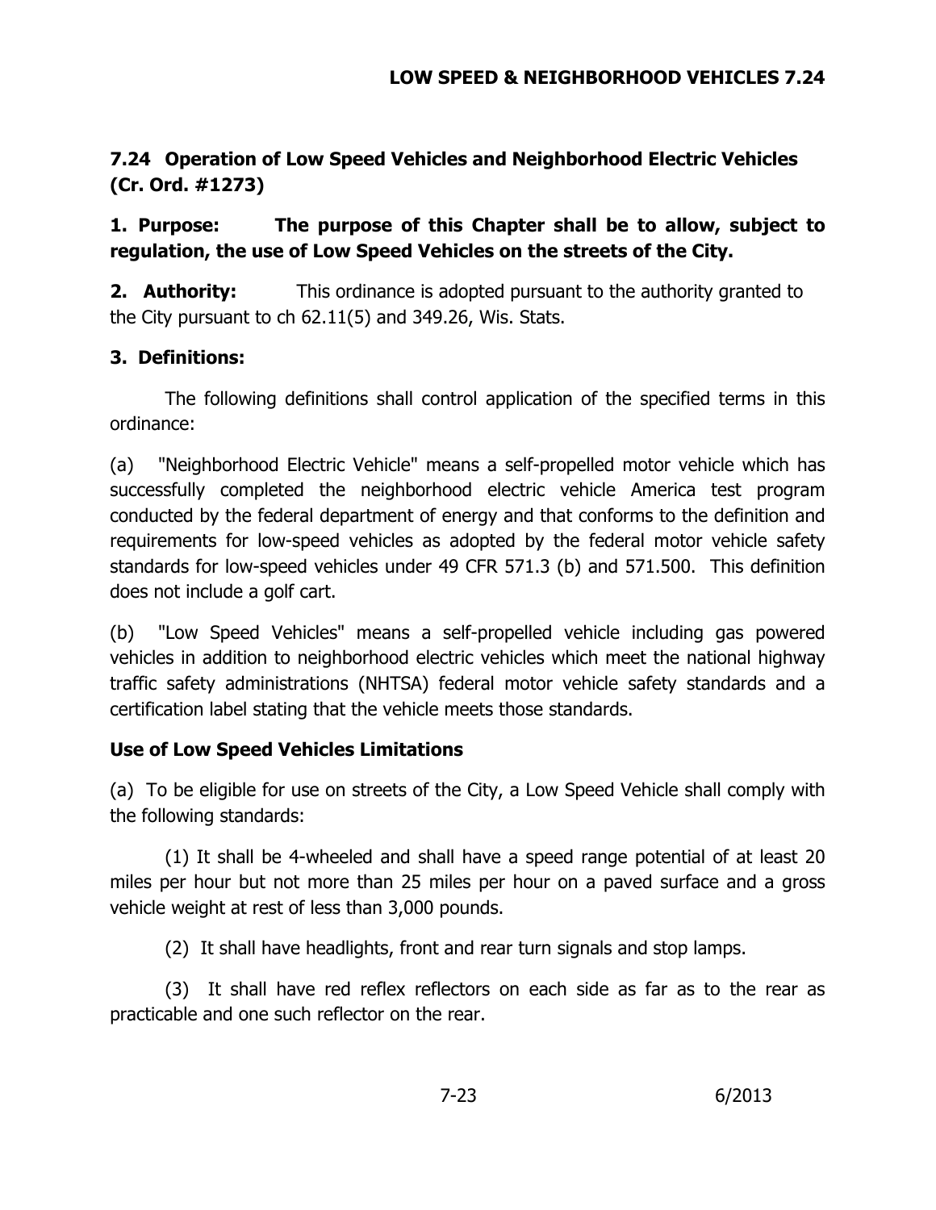## 7.24 Operation of Low Speed Vehicles and Neighborhood Electric Vehicles (Cr. Ord. #1273)

**1. Purpose: The purpose of this Chapter shall be to allow, subject to regulation, the use of Low Speed Vehicles on the streets of the City.**

**2. Authority:** This ordinance is adopted pursuant to the authority granted to the City pursuant to ch 62.11(5) and 349.26, Wis. Stats.

**3. Definitions:**

The following definitions shall control application of the specified terms in this ordinance:

(a) "Neighborhood Electric Vehicle" means a self-propelled motor vehicle which has successfully completed the neighborhood electric vehicle America test program conducted by the federal department of energy and that conforms to the definition and requirements for low-speed vehicles as adopted by the federal motor vehicle safety standards for low-speed vehicles under 49 CFR 571.3 (b) and 571.500. This definition does not include a golf cart.

(b) "Low Speed Vehicles" means a self-propelled vehicle including gas powered vehicles in addition to neighborhood electric vehicles which meet the national highway traffic safety administrations (NHTSA) federal motor vehicle safety standards and a certification label stating that the vehicle meets those standards.

**Use of Low Speed Vehicles Limitations**

(a) To be eligible for use on streets of the City, a Low Speed Vehicle shall comply with the following standards:

(1) It shall be 4-wheeled and shall have a speed range potential of at least 20 miles per hour but not more than 25 miles per hour on a paved surface and a gross vehicle weight at rest of less than 3,000 pounds.

(2) It shall have headlights, front and rear turn signals and stop lamps.

(3) It shall have red reflex reflectors on each side as far as to the rear as practicable and one such reflector on the rear.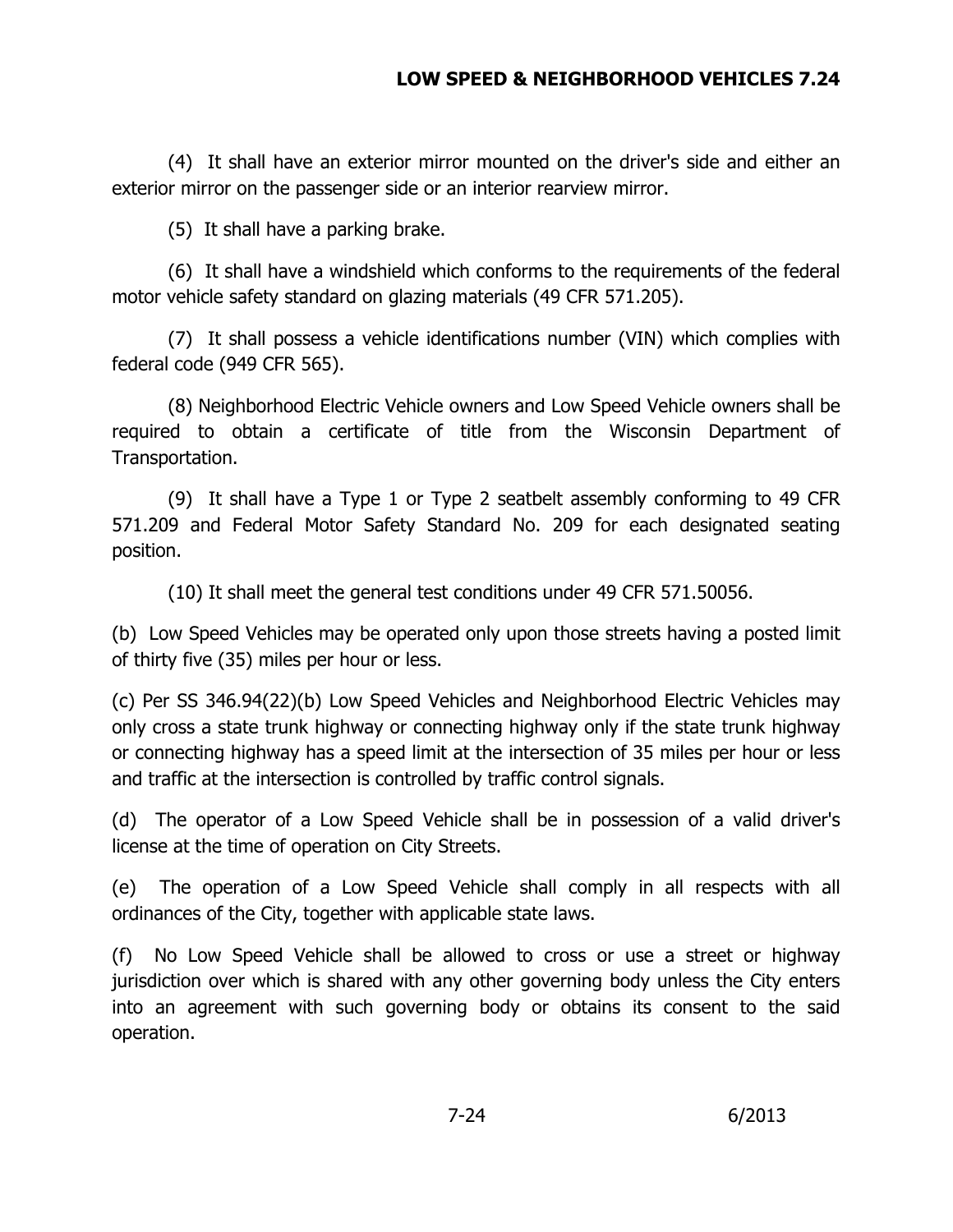(4) It shall have an exterior mirror mounted on the driver's side and either an exterior mirror on the passenger side or an interior rearview mirror.

(5) It shall have a parking brake.

(6) It shall have a windshield which conforms to the requirements of the federal motor vehicle safety standard on glazing materials (49 CFR 571.205).

(7) It shall possess a vehicle identifications number (VIN) which complies with federal code (949 CFR 565).

(8) Neighborhood Electric Vehicle owners and Low Speed Vehicle owners shall be required to obtain a certificate of title from the Wisconsin Department of Transportation.

(9) It shall have a Type 1 or Type 2 seatbelt assembly conforming to 49 CFR 571.209 and Federal Motor Safety Standard No. 209 for each designated seating position.

(10) It shall meet the general test conditions under 49 CFR 571.50056.

(b) Low Speed Vehicles may be operated only upon those streets having a posted limit of thirty five (35) miles per hour or less.

(c) Per SS 346.94(22)(b) Low Speed Vehicles and Neighborhood Electric Vehicles may only cross a state trunk highway or connecting highway only if the state trunk highway or connecting highway has a speed limit at the intersection of 35 miles per hour or less and traffic at the intersection is controlled by traffic control signals.

(d) The operator of a Low Speed Vehicle shall be in possession of a valid driver's license at the time of operation on City Streets.

(e) The operation of a Low Speed Vehicle shall comply in all respects with all ordinances of the City, together with applicable state laws.

(f) No Low Speed Vehicle shall be allowed to cross or use a street or highway jurisdiction over which is shared with any other governing body unless the City enters into an agreement with such governing body or obtains its consent to the said operation.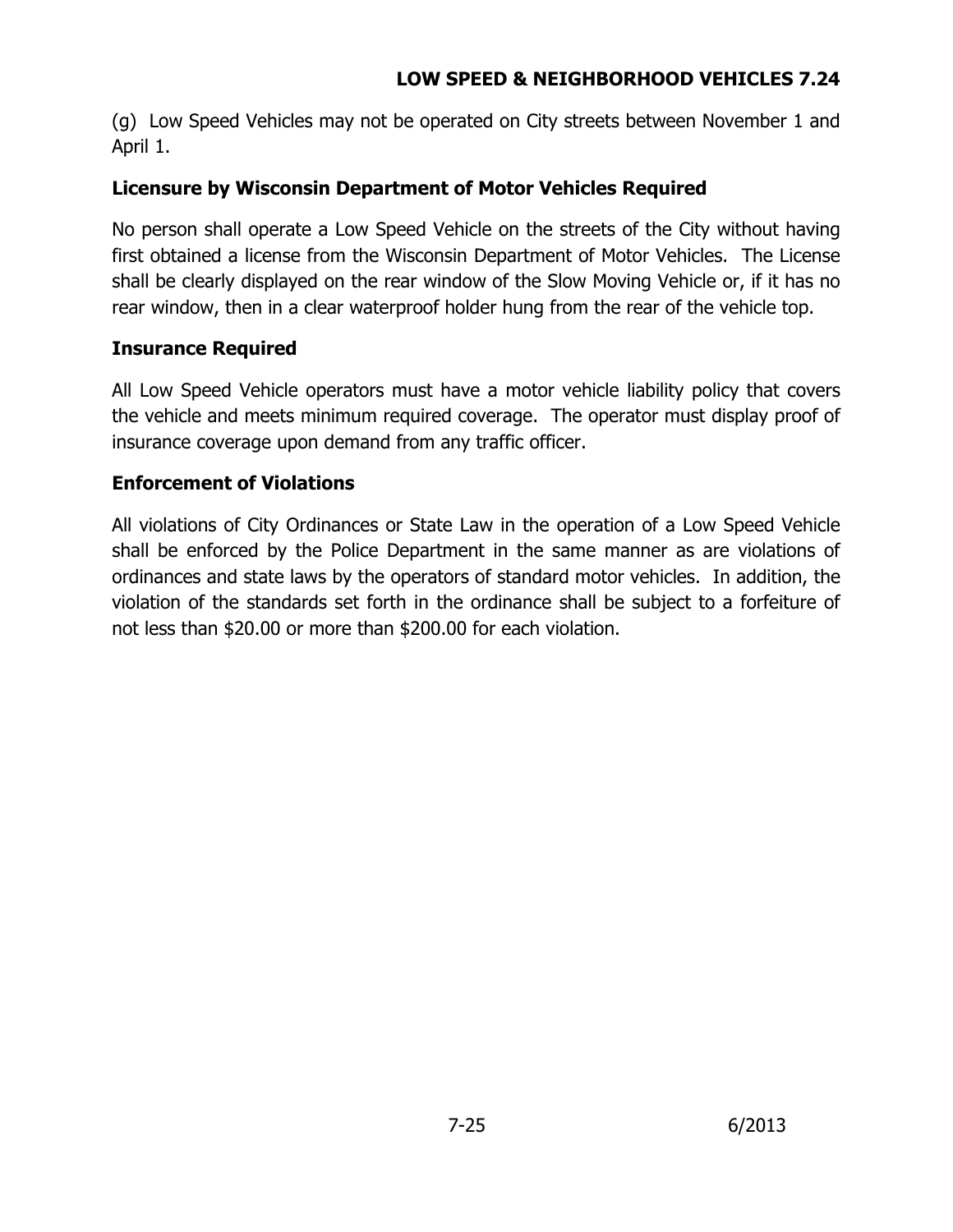(g) Low Speed Vehicles may not be operated on City streets between November 1 and April 1.

**Licensure by Wisconsin Department of Motor Vehicles Required**

No person shall operate a Low Speed Vehicle on the streets of the City without having first obtained a license from the Wisconsin Department of Motor Vehicles. The License shall be clearly displayed on the rear window of the Slow Moving Vehicle or, if it has no rear window, then in a clear waterproof holder hung from the rear of the vehicle top.

**Insurance Required**

All Low Speed Vehicle operators must have a motor vehicle liability policy that covers the vehicle and meets minimum required coverage. The operator must display proof of insurance coverage upon demand from any traffic officer.

**Enforcement of Violations**

All violations of City Ordinances or State Law in the operation of a Low Speed Vehicle shall be enforced by the Police Department in the same manner as are violations of ordinances and state laws by the operators of standard motor vehicles. In addition, the violation of the standards set forth in the ordinance shall be subject to a forfeiture of not less than $20.00 or more than $200.00 for each violation.